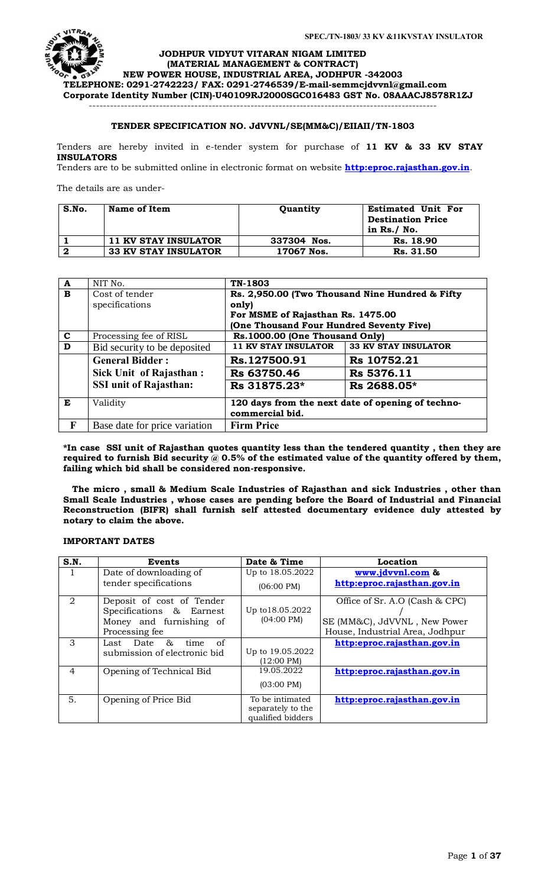**JODHPUR VIDYUT VITARAN NIGAM LIMITED**
**(MATERIAL MANAGEMENT & CONTRACT)**
**NEW POWER HOUSE, INDUSTRIAL AREA, JODHPUR -342003**
**TELEPHONE: 0291-2742223/ FAX: 0291-2746539/E-mail-semmcjdvvnl@gmail.com**
**Corporate Identity Number (CIN)-U40109RJ2000SGC016483 GST No. 08AAACJ8578R1ZJ**

---

**TENDER SPECIFICATION NO. JdVVNL/SE(MM&C)/EIIAII/TN-1803**

Tenders are hereby invited in e-tender system for purchase of **11 KV & 33 KV STAY INSULATORS**
Tenders are to be submitted online in electronic format on website **http:eproc.rajasthan.gov.in**.

The details are as under-

| S.No. | Name of Item | Quantity | Estimated Unit For Destination Price in Rs./ No. |
|---|---|---|---|
| 1 | 11 KV STAY INSULATOR | 337304 Nos. | Rs. 18.90 |
| 2 | 33 KV STAY INSULATOR | 17067 Nos. | Rs. 31.50 |

| A | NIT No. | TN-1803 | |
|---|---|---|---|
| B | Cost of tender specifications | Rs. 2,950.00 (Two Thousand Nine Hundred & Fifty only) For MSME of Rajasthan Rs. 1475.00 (One Thousand Four Hundred Seventy Five) | |
| C | Processing fee of RISL | Rs.1000.00 (One Thousand Only) | |
| D | Bid security to be deposited | 11 KV STAY INSULATOR | 33 KV STAY INSULATOR |
| | General Bidder : | Rs.127500.91 | Rs 10752.21 |
| | Sick Unit of Rajasthan : | Rs 63750.46 | Rs 5376.11 |
| | SSI unit of Rajasthan: | Rs 31875.23* | Rs 2688.05* |
| E | Validity | 120 days from the next date of opening of techno-commercial bid. | |
| F | Base date for price variation | Firm Price | |

**\*In case SSI unit of Rajasthan quotes quantity less than the tendered quantity , then they are required to furnish Bid security @ 0.5% of the estimated value of the quantity offered by them, failing which bid shall be considered non-responsive.**

**The micro , small & Medium Scale Industries of Rajasthan and sick Industries , other than Small Scale Industries , whose cases are pending before the Board of Industrial and Financial Reconstruction (BIFR) shall furnish self attested documentary evidence duly attested by notary to claim the above.**

**IMPORTANT DATES**

| S.N. | Events | Date & Time | Location |
|---|---|---|---|
| 1 | Date of downloading of tender specifications | Up to 18.05.2022 (06:00 PM) | www.jdvvnl.com & http:eproc.rajasthan.gov.in |
| 2 | Deposit of cost of Tender Specifications & Earnest Money and furnishing of Processing fee | Up to18.05.2022 (04:00 PM) | Office of Sr. A.O (Cash & CPC) / SE (MM&C), JdVVNL , New Power House, Industrial Area, Jodhpur |
| 3 | Last Date & time of submission of electronic bid | Up to 19.05.2022 (12:00 PM) | http:eproc.rajasthan.gov.in |
| 4 | Opening of Technical Bid | 19.05.2022 (03:00 PM) | http:eproc.rajasthan.gov.in |
| 5. | Opening of Price Bid | To be intimated separately to the qualified bidders | http:eproc.rajasthan.gov.in |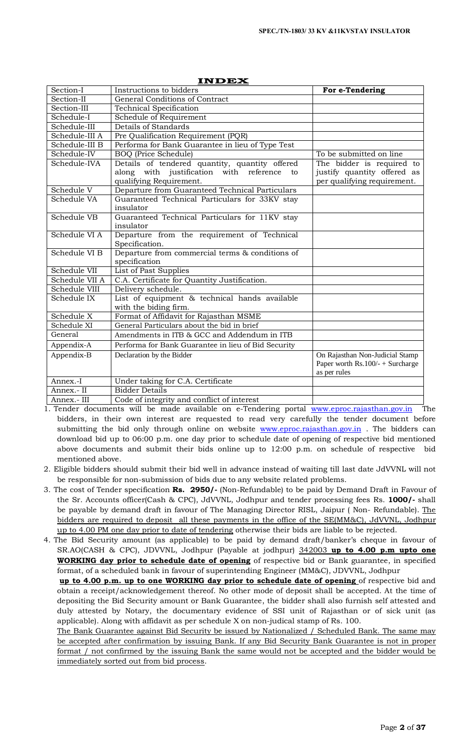# INDEX

| Section-I | Instructions to bidders | For e-Tendering |
|---|---|---|
| Section-II | General Conditions of Contract | |
| Section-III | Technical Specification | |
| Schedule-I | Schedule of Requirement | |
| Schedule-III | Details of Standards | |
| Schedule-III A | Pre Qualification Requirement (PQR) | |
| Schedule-III B | Performa for Bank Guarantee in lieu of Type Test | |
| Schedule-IV | BOQ (Price Schedule) | To be submitted on line |
| Schedule-IVA | Details of tendered quantity, quantity offered along with justification with reference to qualifying Requirement. | The bidder is required to justify quantity offered as per qualifying requirement. |
| Schedule V | Departure from Guaranteed Technical Particulars | |
| Schedule VA | Guaranteed Technical Particulars for 33KV stay insulator | |
| Schedule VB | Guaranteed Technical Particulars for 11KV stay insulator | |
| Schedule VI A | Departure from the requirement of Technical Specification. | |
| Schedule VI B | Departure from commercial terms & conditions of specification | |
| Schedule VII | List of Past Supplies | |
| Schedule VII A | C.A. Certificate for Quantity Justification. | |
| Schedule VIII | Delivery schedule. | |
| Schedule IX | List of equipment & technical hands available with the biding firm. | |
| Schedule X | Format of Affidavit for Rajasthan MSME | |
| Schedule XI | General Particulars about the bid in brief | |
| General | Amendments in ITB & GCC and Addendum in ITB | |
| Appendix-A | Performa for Bank Guarantee in lieu of Bid Security | |
| Appendix-B | Declaration by the Bidder | On Rajasthan Non-Judicial Stamp Paper worth Rs.100/- + Surcharge as per rules |
| Annex.-I | Under taking for C.A. Certificate | |
| Annex.- II | Bidder Details | |
| Annex.- III | Code of integrity and conflict of interest | |

1. Tender documents will be made available on e-Tendering portal www.eproc.rajasthan.gov.in The bidders, in their own interest are requested to read very carefully the tender document before submitting the bid only through online on website www.eproc.rajasthan.gov.in . The bidders can download bid up to 06:00 p.m. one day prior to schedule date of opening of respective bid mentioned above documents and submit their bids online up to 12:00 p.m. on schedule of respective bid mentioned above.
2. Eligible bidders should submit their bid well in advance instead of waiting till last date JdVVNL will not be responsible for non-submission of bids due to any website related problems.
3. The cost of Tender specification **Rs. 2950/-** (Non-Refundable) to be paid by Demand Draft in Favour of the Sr. Accounts officer(Cash & CPC), JdVVNL, Jodhpur and tender processing fees Rs. **1000/-** shall be payable by demand draft in favour of The Managing Director RISL, Jaipur ( Non- Refundable). The bidders are required to deposit all these payments in the office of the SE(MM&C), JdVVNL, Jodhpur up to 4.00 PM one day prior to date of tendering otherwise their bids are liable to be rejected.
4. The Bid Security amount (as applicable) to be paid by demand draft/banker's cheque in favour of SR.AO(CASH & CPC), JDVVNL, Jodhpur (Payable at jodhpur) 342003 **up to 4.00 p.m upto one WORKING day prior to schedule date of opening** of respective bid or Bank guarantee, in specified format, of a scheduled bank in favour of superintending Engineer (MM&C), JDVVNL, Jodhpur

   **up to 4.00 p.m. up to one WORKING day prior to schedule date of opening** of respective bid and obtain a receipt/acknowledgement thereof. No other mode of deposit shall be accepted. At the time of depositing the Bid Security amount or Bank Guarantee, the bidder shall also furnish self attested and duly attested by Notary, the documentary evidence of SSI unit of Rajasthan or of sick unit (as applicable). Along with affidavit as per schedule X on non-judical stamp of Rs. 100.

   The Bank Guarantee against Bid Security be issued by Nationalized / Scheduled Bank. The same may be accepted after confirmation by issuing Bank. If any Bid Security Bank Guarantee is not in proper format / not confirmed by the issuing Bank the same would not be accepted and the bidder would be immediately sorted out from bid process.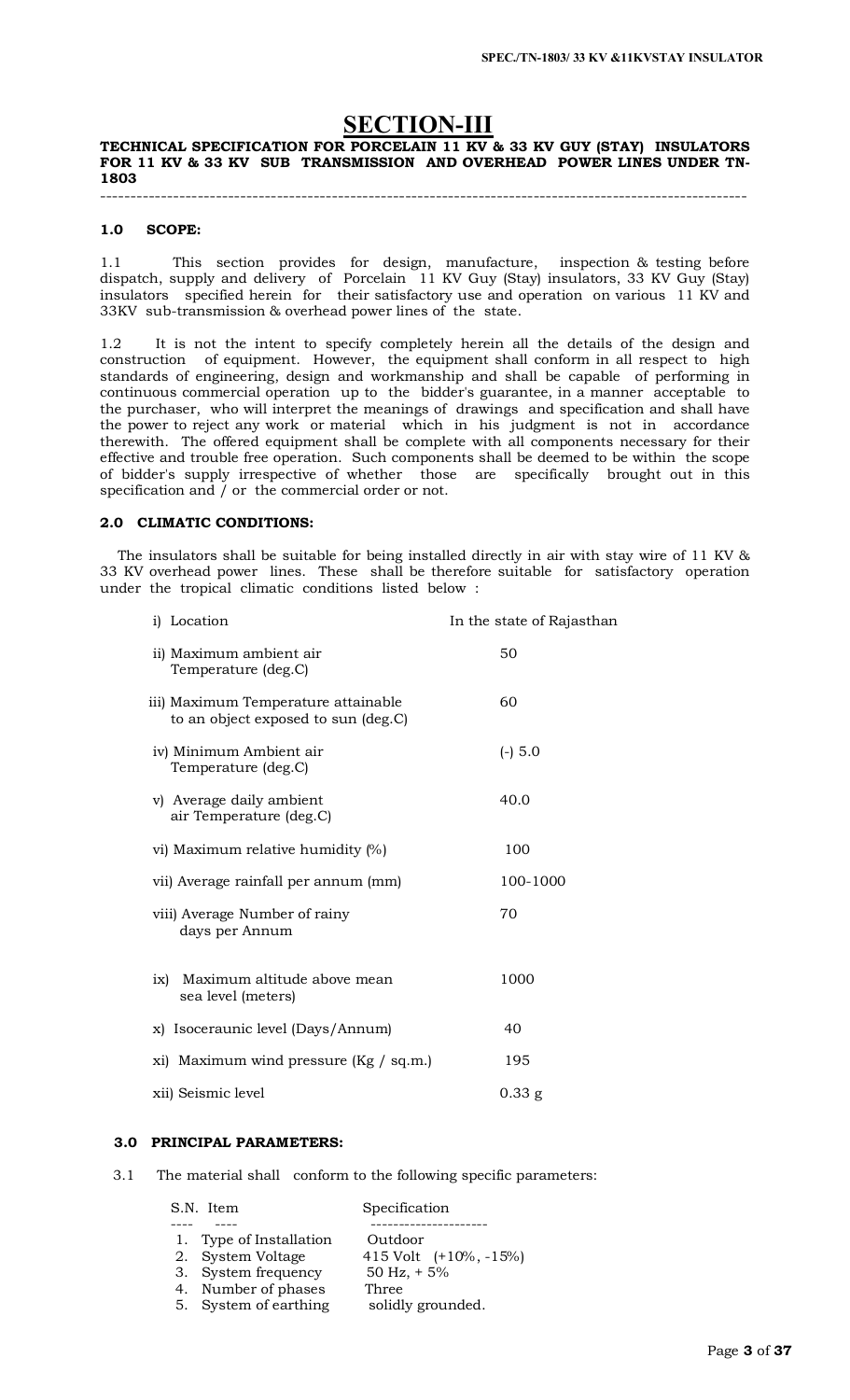# SECTION-III

**TECHNICAL SPECIFICATION FOR PORCELAIN 11 KV & 33 KV GUY (STAY) INSULATORS FOR 11 KV & 33 KV SUB TRANSMISSION AND OVERHEAD POWER LINES UNDER TN-1803**

---

### 1.0 SCOPE:

1.1 This section provides for design, manufacture, inspection & testing before dispatch, supply and delivery of Porcelain 11 KV Guy (Stay) insulators, 33 KV Guy (Stay) insulators specified herein for their satisfactory use and operation on various 11 KV and 33KV sub-transmission & overhead power lines of the state.

1.2 It is not the intent to specify completely herein all the details of the design and construction of equipment. However, the equipment shall conform in all respect to high standards of engineering, design and workmanship and shall be capable of performing in continuous commercial operation up to the bidder's guarantee, in a manner acceptable to the purchaser, who will interpret the meanings of drawings and specification and shall have the power to reject any work or material which in his judgment is not in accordance therewith. The offered equipment shall be complete with all components necessary for their effective and trouble free operation. Such components shall be deemed to be within the scope of bidder's supply irrespective of whether those are specifically brought out in this specification and / or the commercial order or not.

### 2.0 CLIMATIC CONDITIONS:

The insulators shall be suitable for being installed directly in air with stay wire of 11 KV & 33 KV overhead power lines. These shall be therefore suitable for satisfactory operation under the tropical climatic conditions listed below :

| | |
|---|---|
| i) Location | In the state of Rajasthan |
| ii) Maximum ambient air Temperature (deg.C) | 50 |
| iii) Maximum Temperature attainable to an object exposed to sun (deg.C) | 60 |
| iv) Minimum Ambient air Temperature (deg.C) | (-) 5.0 |
| v) Average daily ambient air Temperature (deg.C) | 40.0 |
| vi) Maximum relative humidity (%) | 100 |
| vii) Average rainfall per annum (mm) | 100-1000 |
| viii) Average Number of rainy days per Annum | 70 |
| ix) Maximum altitude above mean sea level (meters) | 1000 |
| x) Isoceraunic level (Days/Annum) | 40 |
| xi) Maximum wind pressure (Kg / sq.m.) | 195 |
| xii) Seismic level | 0.33 g |

### 3.0 PRINCIPAL PARAMETERS:

3.1 The material shall conform to the following specific parameters:

| S.N. | Item | Specification |
|---|---|---|
| 1. | Type of Installation | Outdoor |
| 2. | System Voltage | 415 Volt (+10%, -15%) |
| 3. | System frequency | 50 Hz, + 5% |
| 4. | Number of phases | Three |
| 5. | System of earthing | solidly grounded. |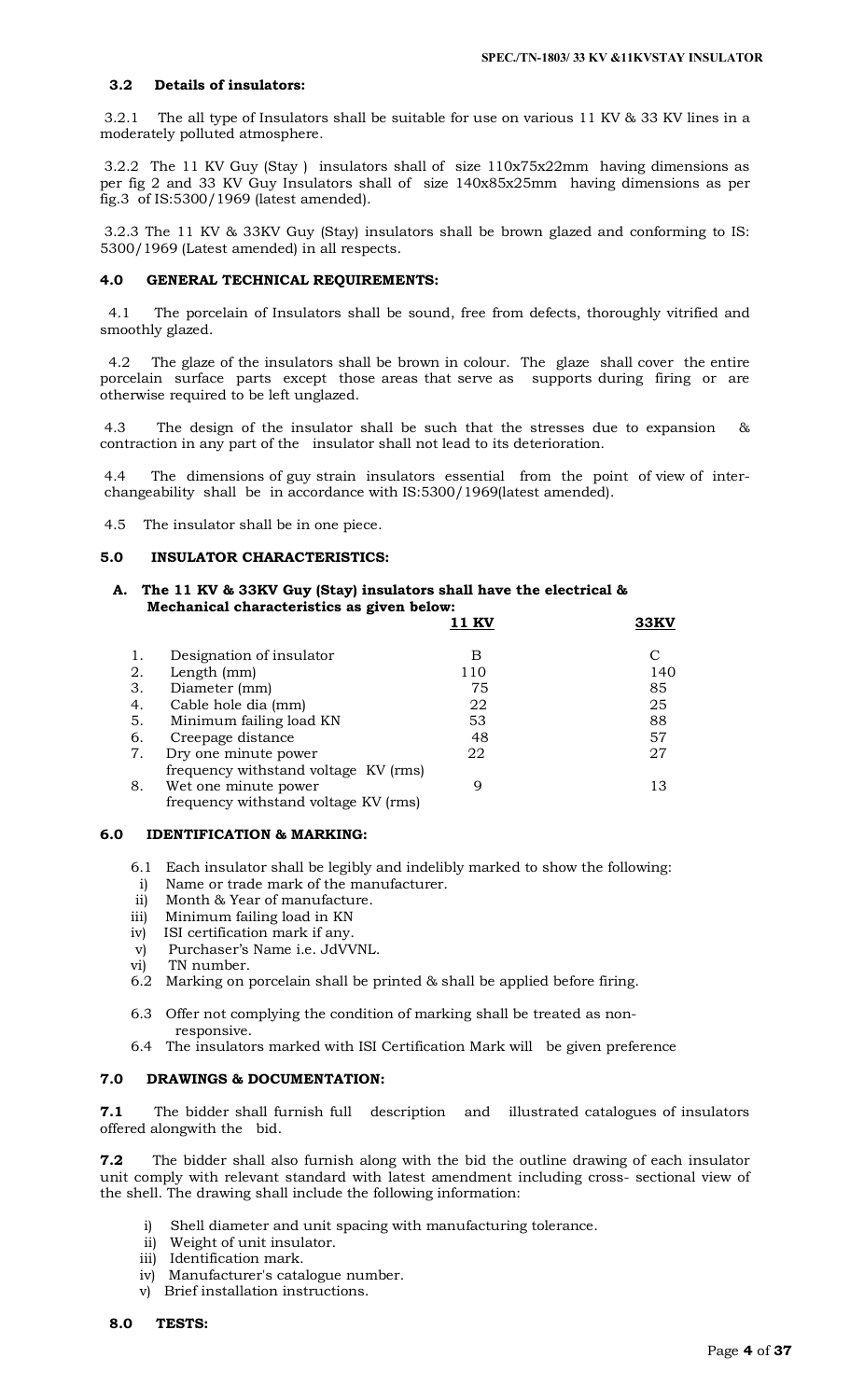### 3.2 Details of insulators:

3.2.1 The all type of Insulators shall be suitable for use on various 11 KV & 33 KV lines in a moderately polluted atmosphere.

3.2.2 The 11 KV Guy (Stay ) insulators shall of size 110x75x22mm having dimensions as per fig 2 and 33 KV Guy Insulators shall of size 140x85x25mm having dimensions as per fig.3 of IS:5300/1969 (latest amended).

3.2.3 The 11 KV & 33KV Guy (Stay) insulators shall be brown glazed and conforming to IS: 5300/1969 (Latest amended) in all respects.

## 4.0 GENERAL TECHNICAL REQUIREMENTS:

4.1 The porcelain of Insulators shall be sound, free from defects, thoroughly vitrified and smoothly glazed.

4.2 The glaze of the insulators shall be brown in colour. The glaze shall cover the entire porcelain surface parts except those areas that serve as supports during firing or are otherwise required to be left unglazed.

4.3 The design of the insulator shall be such that the stresses due to expansion & contraction in any part of the insulator shall not lead to its deterioration.

4.4 The dimensions of guy strain insulators essential from the point of view of inter-changeability shall be in accordance with IS:5300/1969(latest amended).

4.5 The insulator shall be in one piece.

## 5.0 INSULATOR CHARACTERISTICS:

**A. The 11 KV & 33KV Guy (Stay) insulators shall have the electrical & Mechanical characteristics as given below:**

| | | 11 KV | 33KV |
|---|---|---|---|
| 1. | Designation of insulator | B | C |
| 2. | Length (mm) | 110 | 140 |
| 3. | Diameter (mm) | 75 | 85 |
| 4. | Cable hole dia (mm) | 22 | 25 |
| 5. | Minimum failing load KN | 53 | 88 |
| 6. | Creepage distance | 48 | 57 |
| 7. | Dry one minute power frequency withstand voltage KV (rms) | 22 | 27 |
| 8. | Wet one minute power frequency withstand voltage KV (rms) | 9 | 13 |

## 6.0 IDENTIFICATION & MARKING:

6.1 Each insulator shall be legibly and indelibly marked to show the following:

i) Name or trade mark of the manufacturer.
ii) Month & Year of manufacture.
iii) Minimum failing load in KN
iv) ISI certification mark if any.
v) Purchaser's Name i.e. JdVVNL.
vi) TN number.

6.2 Marking on porcelain shall be printed & shall be applied before firing.

6.3 Offer not complying the condition of marking shall be treated as non-responsive.

6.4 The insulators marked with ISI Certification Mark will be given preference

## 7.0 DRAWINGS & DOCUMENTATION:

**7.1** The bidder shall furnish full description and illustrated catalogues of insulators offered alongwith the bid.

**7.2** The bidder shall also furnish along with the bid the outline drawing of each insulator unit comply with relevant standard with latest amendment including cross- sectional view of the shell. The drawing shall include the following information:

i) Shell diameter and unit spacing with manufacturing tolerance.
ii) Weight of unit insulator.
iii) Identification mark.
iv) Manufacturer's catalogue number.
v) Brief installation instructions.

## 8.0 TESTS: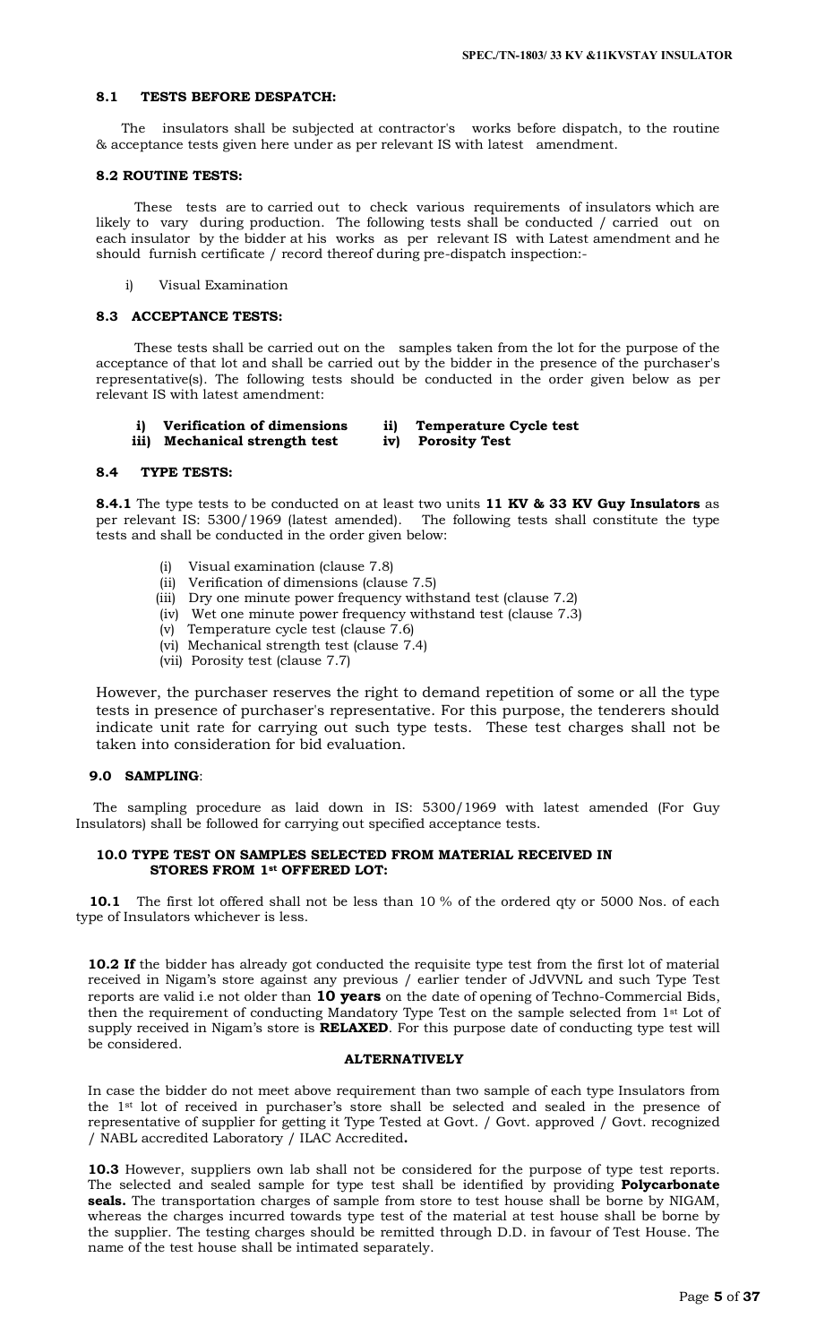### 8.1 TESTS BEFORE DESPATCH:

The insulators shall be subjected at contractor's works before dispatch, to the routine & acceptance tests given here under as per relevant IS with latest amendment.

### 8.2 ROUTINE TESTS:

These tests are to carried out to check various requirements of insulators which are likely to vary during production. The following tests shall be conducted / carried out on each insulator by the bidder at his works as per relevant IS with Latest amendment and he should furnish certificate / record thereof during pre-dispatch inspection:-

i) Visual Examination

### 8.3 ACCEPTANCE TESTS:

These tests shall be carried out on the samples taken from the lot for the purpose of the acceptance of that lot and shall be carried out by the bidder in the presence of the purchaser's representative(s). The following tests should be conducted in the order given below as per relevant IS with latest amendment:

**i) Verification of dimensions**
**ii) Temperature Cycle test**
**iii) Mechanical strength test**
**iv) Porosity Test**

### 8.4 TYPE TESTS:

**8.4.1** The type tests to be conducted on at least two units **11 KV & 33 KV Guy Insulators** as per relevant IS: 5300/1969 (latest amended). The following tests shall constitute the type tests and shall be conducted in the order given below:

(i) Visual examination (clause 7.8)
(ii) Verification of dimensions (clause 7.5)
(iii) Dry one minute power frequency withstand test (clause 7.2)
(iv) Wet one minute power frequency withstand test (clause 7.3)
(v) Temperature cycle test (clause 7.6)
(vi) Mechanical strength test (clause 7.4)
(vii) Porosity test (clause 7.7)

However, the purchaser reserves the right to demand repetition of some or all the type tests in presence of purchaser's representative. For this purpose, the tenderers should indicate unit rate for carrying out such type tests. These test charges shall not be taken into consideration for bid evaluation.

### 9.0 SAMPLING:

The sampling procedure as laid down in IS: 5300/1969 with latest amended (For Guy Insulators) shall be followed for carrying out specified acceptance tests.

### 10.0 TYPE TEST ON SAMPLES SELECTED FROM MATERIAL RECEIVED IN STORES FROM 1st OFFERED LOT:

**10.1** The first lot offered shall not be less than 10 % of the ordered qty or 5000 Nos. of each type of Insulators whichever is less.

**10.2 If** the bidder has already got conducted the requisite type test from the first lot of material received in Nigam's store against any previous / earlier tender of JdVVNL and such Type Test reports are valid i.e not older than **10 years** on the date of opening of Techno-Commercial Bids, then the requirement of conducting Mandatory Type Test on the sample selected from 1st Lot of supply received in Nigam's store is **RELAXED**. For this purpose date of conducting type test will be considered.

**ALTERNATIVELY**

In case the bidder do not meet above requirement than two sample of each type Insulators from the 1st lot of received in purchaser's store shall be selected and sealed in the presence of representative of supplier for getting it Type Tested at Govt. / Govt. approved / Govt. recognized / NABL accredited Laboratory / ILAC Accredited**.**

**10.3** However, suppliers own lab shall not be considered for the purpose of type test reports. The selected and sealed sample for type test shall be identified by providing **Polycarbonate seals.** The transportation charges of sample from store to test house shall be borne by NIGAM, whereas the charges incurred towards type test of the material at test house shall be borne by the supplier. The testing charges should be remitted through D.D. in favour of Test House. The name of the test house shall be intimated separately.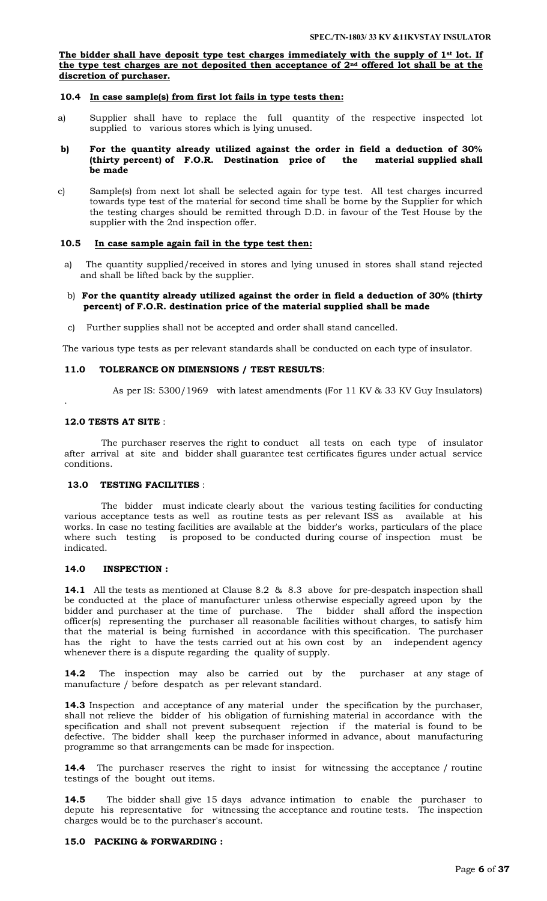**The bidder shall have deposit type test charges immediately with the supply of 1st lot. If the type test charges are not deposited then acceptance of 2nd offered lot shall be at the discretion of purchaser.**

**10.4 In case sample(s) from first lot fails in type tests then:**

a) Supplier shall have to replace the full quantity of the respective inspected lot supplied to various stores which is lying unused.

**b) For the quantity already utilized against the order in field a deduction of 30% (thirty percent) of F.O.R. Destination price of the material supplied shall be made**

c) Sample(s) from next lot shall be selected again for type test. All test charges incurred towards type test of the material for second time shall be borne by the Supplier for which the testing charges should be remitted through D.D. in favour of the Test House by the supplier with the 2nd inspection offer.

**10.5 In case sample again fail in the type test then:**

a) The quantity supplied/received in stores and lying unused in stores shall stand rejected and shall be lifted back by the supplier.

b) **For the quantity already utilized against the order in field a deduction of 30% (thirty percent) of F.O.R. destination price of the material supplied shall be made**

c) Further supplies shall not be accepted and order shall stand cancelled.

The various type tests as per relevant standards shall be conducted on each type of insulator.

**11.0 TOLERANCE ON DIMENSIONS / TEST RESULTS**:

As per IS: 5300/1969 with latest amendments (For 11 KV & 33 KV Guy Insulators)

**12.0 TESTS AT SITE** :

The purchaser reserves the right to conduct all tests on each type of insulator after arrival at site and bidder shall guarantee test certificates figures under actual service conditions.

**13.0 TESTING FACILITIES** :

The bidder must indicate clearly about the various testing facilities for conducting various acceptance tests as well as routine tests as per relevant ISS as available at his works. In case no testing facilities are available at the bidder's works, particulars of the place where such testing is proposed to be conducted during course of inspection must be indicated.

**14.0 INSPECTION :**

**14.1** All the tests as mentioned at Clause 8.2 & 8.3 above for pre-despatch inspection shall be conducted at the place of manufacturer unless otherwise especially agreed upon by the bidder and purchaser at the time of purchase. The bidder shall afford the inspection officer(s) representing the purchaser all reasonable facilities without charges, to satisfy him that the material is being furnished in accordance with this specification. The purchaser has the right to have the tests carried out at his own cost by an independent agency whenever there is a dispute regarding the quality of supply.

**14.2** The inspection may also be carried out by the purchaser at any stage of manufacture / before despatch as per relevant standard.

**14.3** Inspection and acceptance of any material under the specification by the purchaser, shall not relieve the bidder of his obligation of furnishing material in accordance with the specification and shall not prevent subsequent rejection if the material is found to be defective. The bidder shall keep the purchaser informed in advance, about manufacturing programme so that arrangements can be made for inspection.

**14.4** The purchaser reserves the right to insist for witnessing the acceptance / routine testings of the bought out items.

**14.5** The bidder shall give 15 days advance intimation to enable the purchaser to depute his representative for witnessing the acceptance and routine tests. The inspection charges would be to the purchaser's account.

**15.0 PACKING & FORWARDING :**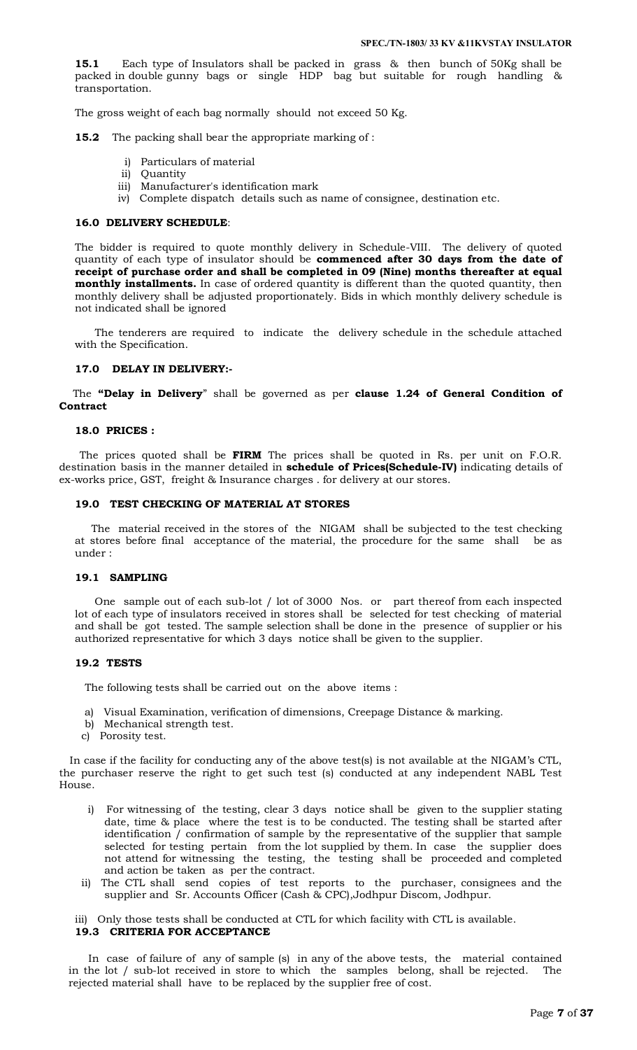**15.1** Each type of Insulators shall be packed in grass & then bunch of 50Kg shall be packed in double gunny bags or single HDP bag but suitable for rough handling & transportation.

The gross weight of each bag normally should not exceed 50 Kg.

**15.2** The packing shall bear the appropriate marking of :

- i) Particulars of material
- ii) Quantity
- iii) Manufacturer's identification mark
- iv) Complete dispatch details such as name of consignee, destination etc.

### 16.0 DELIVERY SCHEDULE:

The bidder is required to quote monthly delivery in Schedule-VIII. The delivery of quoted quantity of each type of insulator should be **commenced after 30 days from the date of receipt of purchase order and shall be completed in 09 (Nine) months thereafter at equal monthly installments.** In case of ordered quantity is different than the quoted quantity, then monthly delivery shall be adjusted proportionately. Bids in which monthly delivery schedule is not indicated shall be ignored

The tenderers are required to indicate the delivery schedule in the schedule attached with the Specification.

### 17.0 DELAY IN DELIVERY:-

The **"Delay in Delivery"** shall be governed as per **clause 1.24 of General Condition of Contract**

### 18.0 PRICES :

The prices quoted shall be **FIRM** The prices shall be quoted in Rs. per unit on F.O.R. destination basis in the manner detailed in **schedule of Prices(Schedule-IV)** indicating details of ex-works price, GST, freight & Insurance charges . for delivery at our stores.

### 19.0 TEST CHECKING OF MATERIAL AT STORES

The material received in the stores of the NIGAM shall be subjected to the test checking at stores before final acceptance of the material, the procedure for the same shall be as under :

### 19.1 SAMPLING

One sample out of each sub-lot / lot of 3000 Nos. or part thereof from each inspected lot of each type of insulators received in stores shall be selected for test checking of material and shall be got tested. The sample selection shall be done in the presence of supplier or his authorized representative for which 3 days notice shall be given to the supplier.

### 19.2 TESTS

The following tests shall be carried out on the above items :

- a) Visual Examination, verification of dimensions, Creepage Distance & marking.
- b) Mechanical strength test.
- c) Porosity test.

In case if the facility for conducting any of the above test(s) is not available at the NIGAM's CTL, the purchaser reserve the right to get such test (s) conducted at any independent NABL Test House.

- i) For witnessing of the testing, clear 3 days notice shall be given to the supplier stating date, time & place where the test is to be conducted. The testing shall be started after identification / confirmation of sample by the representative of the supplier that sample selected for testing pertain from the lot supplied by them. In case the supplier does not attend for witnessing the testing, the testing shall be proceeded and completed and action be taken as per the contract.
- ii) The CTL shall send copies of test reports to the purchaser, consignees and the supplier and Sr. Accounts Officer (Cash & CPC),Jodhpur Discom, Jodhpur.
- iii) Only those tests shall be conducted at CTL for which facility with CTL is available.

### 19.3 CRITERIA FOR ACCEPTANCE

In case of failure of any of sample (s) in any of the above tests, the material contained in the lot / sub-lot received in store to which the samples belong, shall be rejected. The rejected material shall have to be replaced by the supplier free of cost.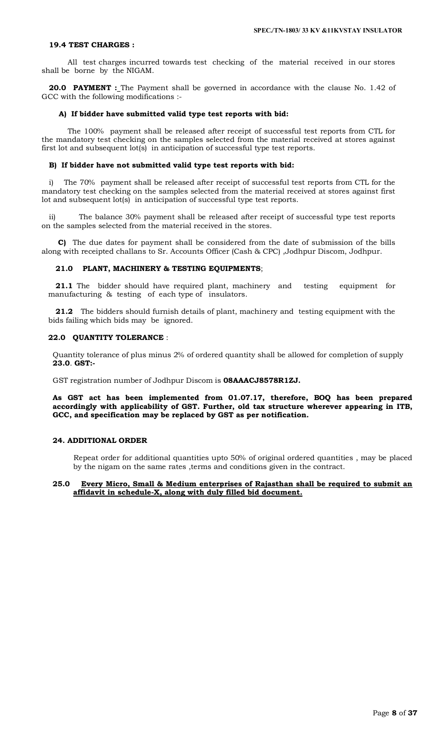**19.4 TEST CHARGES :**

All test charges incurred towards test checking of the material received in our stores shall be borne by the NIGAM.

**20.0 PAYMENT :** The Payment shall be governed in accordance with the clause No. 1.42 of GCC with the following modifications :-

**A) If bidder have submitted valid type test reports with bid:**

The 100% payment shall be released after receipt of successful test reports from CTL for the mandatory test checking on the samples selected from the material received at stores against first lot and subsequent lot(s) in anticipation of successful type test reports.

**B) If bidder have not submitted valid type test reports with bid:**

i) The 70% payment shall be released after receipt of successful test reports from CTL for the mandatory test checking on the samples selected from the material received at stores against first lot and subsequent lot(s) in anticipation of successful type test reports.

ii) The balance 30% payment shall be released after receipt of successful type test reports on the samples selected from the material received in the stores.

**C)** The due dates for payment shall be considered from the date of submission of the bills along with receipted challans to Sr. Accounts Officer (Cash & CPC) ,Jodhpur Discom, Jodhpur.

**21.0 PLANT, MACHINERY & TESTING EQUIPMENTS**;

**21.1** The bidder should have required plant, machinery and testing equipment for manufacturing & testing of each type of insulators.

**21.2** The bidders should furnish details of plant, machinery and testing equipment with the bids failing which bids may be ignored.

**22.0 QUANTITY TOLERANCE** :

Quantity tolerance of plus minus 2% of ordered quantity shall be allowed for completion of supply

**23.0**. **GST:-**

GST registration number of Jodhpur Discom is **08AAACJ8578R1ZJ.**

**As GST act has been implemented from 01.07.17, therefore, BOQ has been prepared accordingly with applicability of GST. Further, old tax structure wherever appearing in ITB, GCC, and specification may be replaced by GST as per notification.**

**24. ADDITIONAL ORDER**

Repeat order for additional quantities upto 50% of original ordered quantities , may be placed by the nigam on the same rates ,terms and conditions given in the contract.

**25.0 Every Micro, Small & Medium enterprises of Rajasthan shall be required to submit an affidavit in schedule-X, along with duly filled bid document.**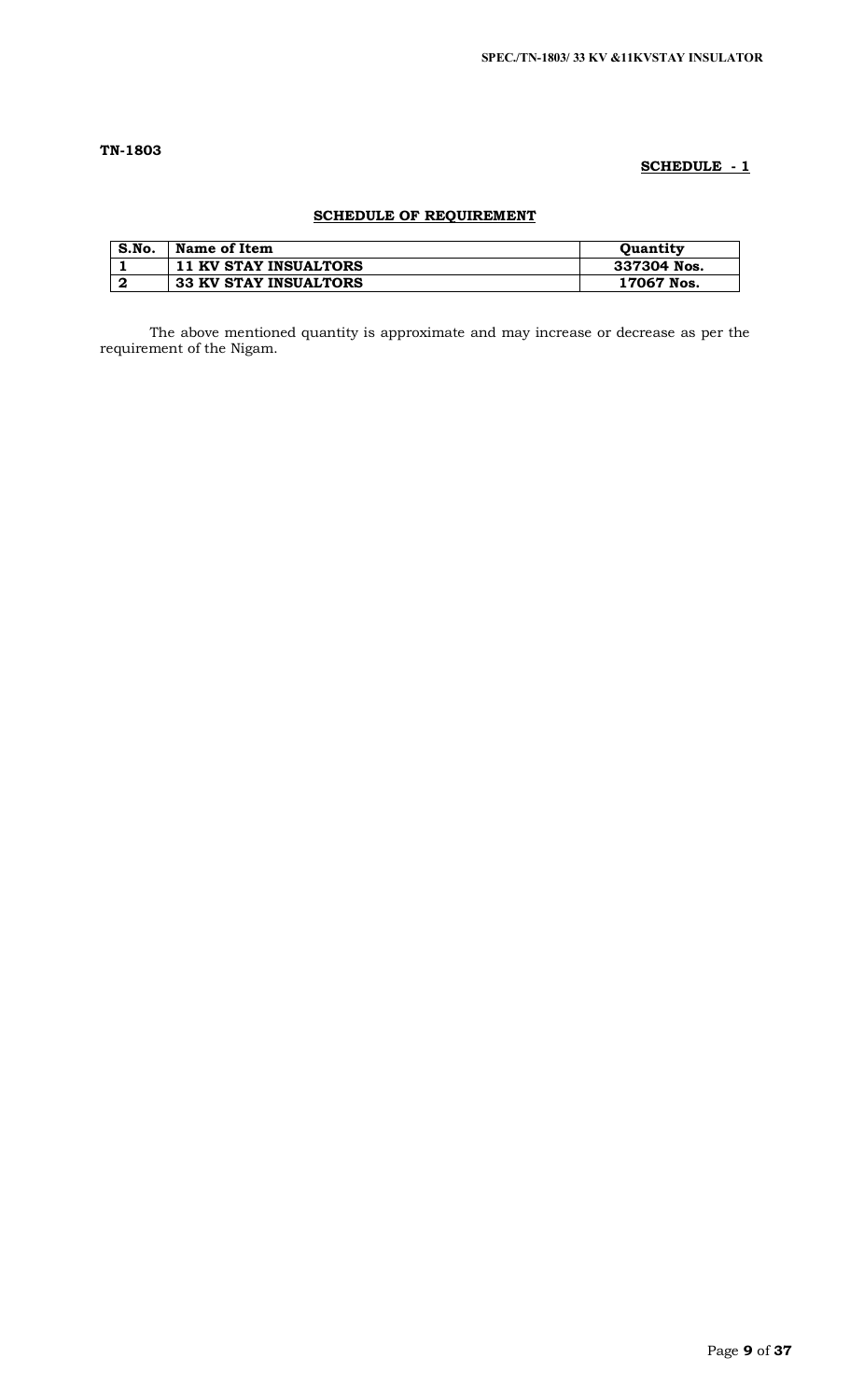**TN-1803**

**SCHEDULE - 1**

## SCHEDULE OF REQUIREMENT

| S.No. | Name of Item | Quantity |
|---|---|---|
| 1 | 11 KV STAY INSUALTORS | 337304 Nos. |
| 2 | 33 KV STAY INSUALTORS | 17067 Nos. |

The above mentioned quantity is approximate and may increase or decrease as per the requirement of the Nigam.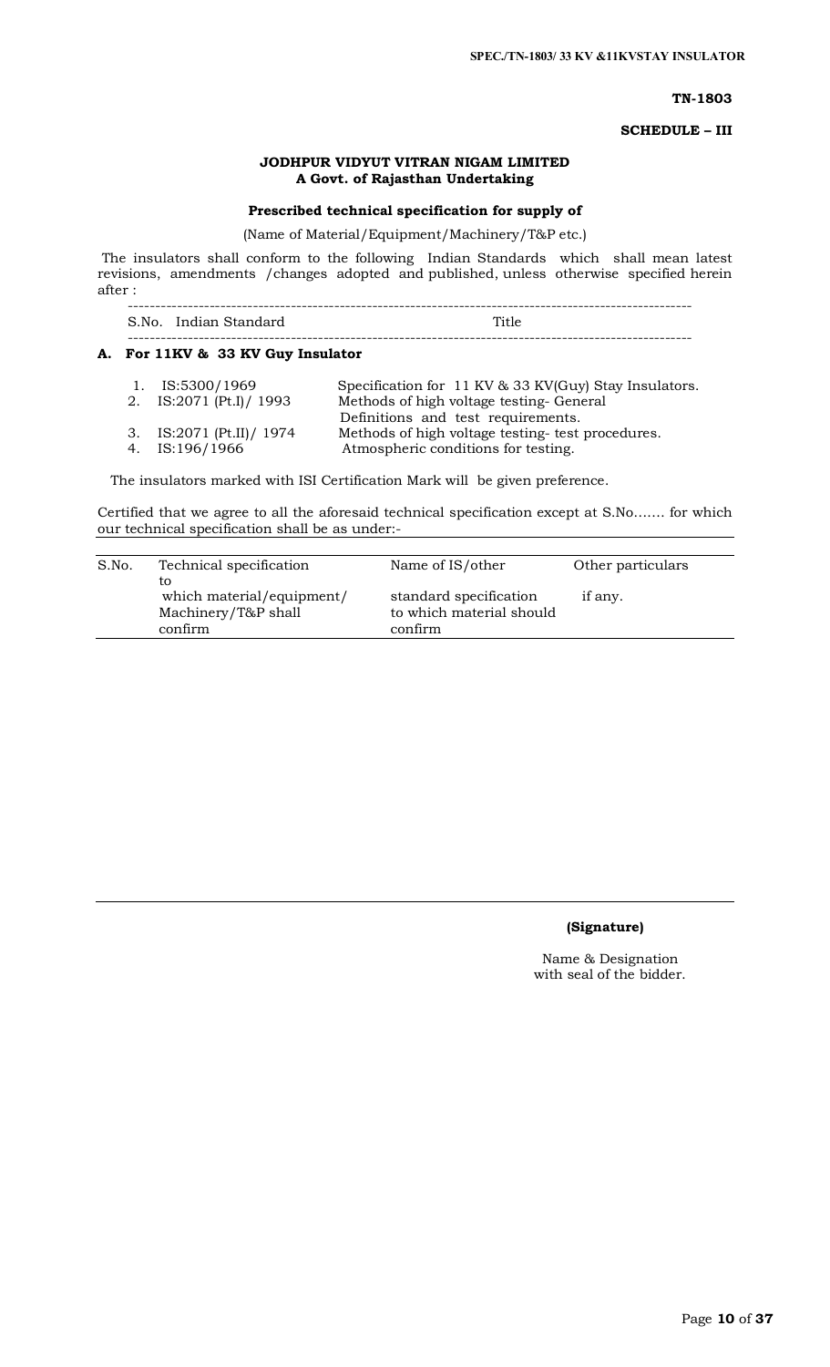**TN-1803**

**SCHEDULE – III**

**JODHPUR VIDYUT VITRAN NIGAM LIMITED**
**A Govt. of Rajasthan Undertaking**

**Prescribed technical specification for supply of**

(Name of Material/Equipment/Machinery/T&P etc.)

The insulators shall conform to the following Indian Standards which shall mean latest revisions, amendments /changes adopted and published, unless otherwise specified herein after :

| S.No. | Indian Standard | Title |
|---|---|---|

**A. For 11KV & 33 KV Guy Insulator**

| S.No. | Indian Standard | Title |
|---|---|---|
| 1. | IS:5300/1969 | Specification for 11 KV & 33 KV(Guy) Stay Insulators. |
| 2. | IS:2071 (Pt.I)/ 1993 | Methods of high voltage testing- General Definitions and test requirements. |
| 3. | IS:2071 (Pt.II)/ 1974 | Methods of high voltage testing- test procedures. |
| 4. | IS:196/1966 | Atmospheric conditions for testing. |

The insulators marked with ISI Certification Mark will be given preference.

Certified that we agree to all the aforesaid technical specification except at S.No....... for which our technical specification shall be as under:-

| S.No. | Technical specification to which material/equipment/ Machinery/T&P shall confirm | Name of IS/other standard specification to which material should confirm | Other particulars if any. |
|---|---|---|---|
| | | | |

**(Signature)**

Name & Designation
with seal of the bidder.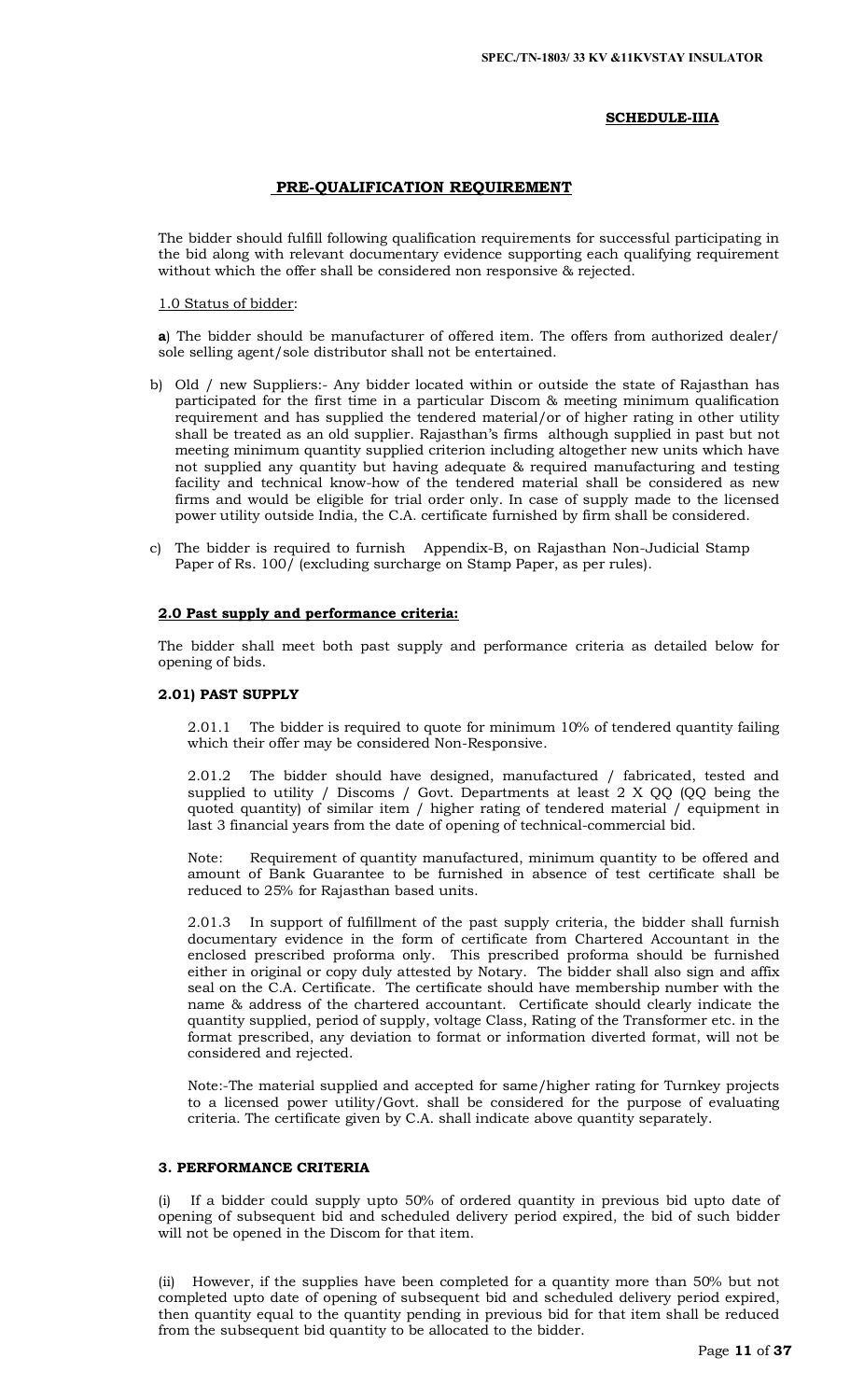**SCHEDULE-IIIA**

## PRE-QUALIFICATION REQUIREMENT

The bidder should fulfill following qualification requirements for successful participating in the bid along with relevant documentary evidence supporting each qualifying requirement without which the offer shall be considered non responsive & rejected.

1.0 Status of bidder:

**a**) The bidder should be manufacturer of offered item. The offers from authorized dealer/ sole selling agent/sole distributor shall not be entertained.

b) Old / new Suppliers:- Any bidder located within or outside the state of Rajasthan has participated for the first time in a particular Discom & meeting minimum qualification requirement and has supplied the tendered material/or of higher rating in other utility shall be treated as an old supplier. Rajasthan's firms although supplied in past but not meeting minimum quantity supplied criterion including altogether new units which have not supplied any quantity but having adequate & required manufacturing and testing facility and technical know-how of the tendered material shall be considered as new firms and would be eligible for trial order only. In case of supply made to the licensed power utility outside India, the C.A. certificate furnished by firm shall be considered.

c) The bidder is required to furnish Appendix-B, on Rajasthan Non-Judicial Stamp Paper of Rs. 100/ (excluding surcharge on Stamp Paper, as per rules).

### 2.0 Past supply and performance criteria:

The bidder shall meet both past supply and performance criteria as detailed below for opening of bids.

#### 2.01) PAST SUPPLY

2.01.1 The bidder is required to quote for minimum 10% of tendered quantity failing which their offer may be considered Non-Responsive.

2.01.2 The bidder should have designed, manufactured / fabricated, tested and supplied to utility / Discoms / Govt. Departments at least 2 X QQ (QQ being the quoted quantity) of similar item / higher rating of tendered material / equipment in last 3 financial years from the date of opening of technical-commercial bid.

Note: Requirement of quantity manufactured, minimum quantity to be offered and amount of Bank Guarantee to be furnished in absence of test certificate shall be reduced to 25% for Rajasthan based units.

2.01.3 In support of fulfillment of the past supply criteria, the bidder shall furnish documentary evidence in the form of certificate from Chartered Accountant in the enclosed prescribed proforma only. This prescribed proforma should be furnished either in original or copy duly attested by Notary. The bidder shall also sign and affix seal on the C.A. Certificate. The certificate should have membership number with the name & address of the chartered accountant. Certificate should clearly indicate the quantity supplied, period of supply, voltage Class, Rating of the Transformer etc. in the format prescribed, any deviation to format or information diverted format, will not be considered and rejected.

Note:-The material supplied and accepted for same/higher rating for Turnkey projects to a licensed power utility/Govt. shall be considered for the purpose of evaluating criteria. The certificate given by C.A. shall indicate above quantity separately.

### 3. PERFORMANCE CRITERIA

(i) If a bidder could supply upto 50% of ordered quantity in previous bid upto date of opening of subsequent bid and scheduled delivery period expired, the bid of such bidder will not be opened in the Discom for that item.

(ii) However, if the supplies have been completed for a quantity more than 50% but not completed upto date of opening of subsequent bid and scheduled delivery period expired, then quantity equal to the quantity pending in previous bid for that item shall be reduced from the subsequent bid quantity to be allocated to the bidder.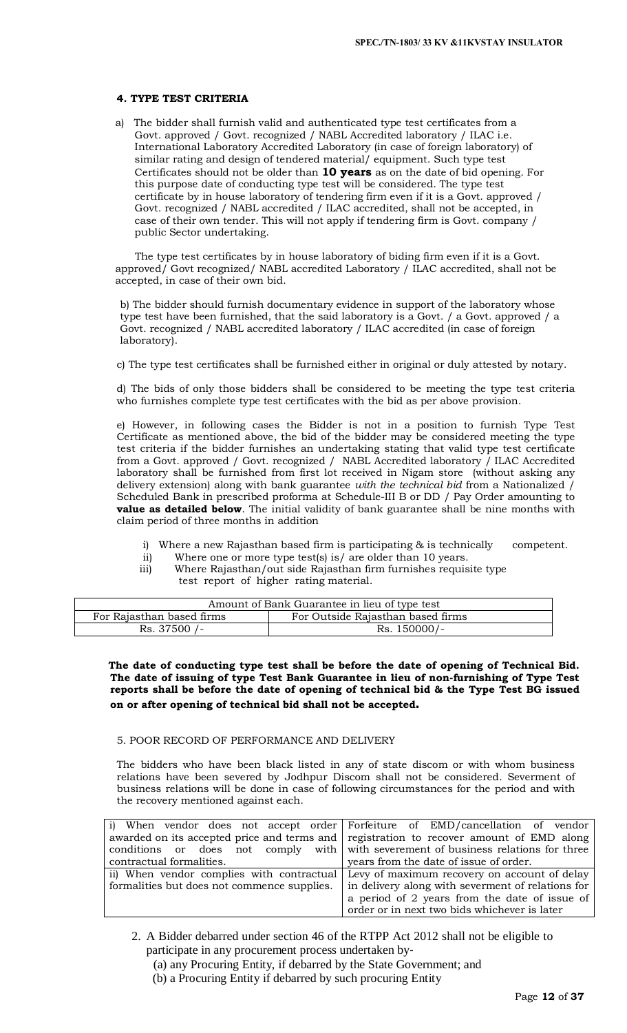#### 4. TYPE TEST CRITERIA

a) The bidder shall furnish valid and authenticated type test certificates from a Govt. approved / Govt. recognized / NABL Accredited laboratory / ILAC i.e. International Laboratory Accredited Laboratory (in case of foreign laboratory) of similar rating and design of tendered material/ equipment. Such type test Certificates should not be older than **10 years** as on the date of bid opening. For this purpose date of conducting type test will be considered. The type test certificate by in house laboratory of tendering firm even if it is a Govt. approved / Govt. recognized / NABL accredited / ILAC accredited, shall not be accepted, in case of their own tender. This will not apply if tendering firm is Govt. company / public Sector undertaking.

The type test certificates by in house laboratory of biding firm even if it is a Govt. approved/ Govt recognized/ NABL accredited Laboratory / ILAC accredited, shall not be accepted, in case of their own bid.

b) The bidder should furnish documentary evidence in support of the laboratory whose type test have been furnished, that the said laboratory is a Govt. / a Govt. approved / a Govt. recognized / NABL accredited laboratory / ILAC accredited (in case of foreign laboratory).

c) The type test certificates shall be furnished either in original or duly attested by notary.

d) The bids of only those bidders shall be considered to be meeting the type test criteria who furnishes complete type test certificates with the bid as per above provision.

e) However, in following cases the Bidder is not in a position to furnish Type Test Certificate as mentioned above, the bid of the bidder may be considered meeting the type test criteria if the bidder furnishes an undertaking stating that valid type test certificate from a Govt. approved / Govt. recognized / NABL Accredited laboratory / ILAC Accredited laboratory shall be furnished from first lot received in Nigam store (without asking any delivery extension) along with bank guarantee *with the technical bid* from a Nationalized / Scheduled Bank in prescribed proforma at Schedule-III B or DD / Pay Order amounting to **value as detailed below**. The initial validity of bank guarantee shall be nine months with claim period of three months in addition

i) Where a new Rajasthan based firm is participating & is technically competent.
ii) Where one or more type test(s) is/ are older than 10 years.
iii) Where Rajasthan/out side Rajasthan firm furnishes requisite type test report of higher rating material.

| Amount of Bank Guarantee in lieu of type test | |
|---|---|
| For Rajasthan based firms | For Outside Rajasthan based firms |
| Rs. 37500 /- | Rs. 150000/- |

**The date of conducting type test shall be before the date of opening of Technical Bid. The date of issuing of type Test Bank Guarantee in lieu of non-furnishing of Type Test reports shall be before the date of opening of technical bid & the Type Test BG issued on or after opening of technical bid shall not be accepted.**

5. POOR RECORD OF PERFORMANCE AND DELIVERY

The bidders who have been black listed in any of state discom or with whom business relations have been severed by Jodhpur Discom shall not be considered. Severment of business relations will be done in case of following circumstances for the period and with the recovery mentioned against each.

| | |
|---|---|
| i) When vendor does not accept order awarded on its accepted price and terms and conditions or does not comply with contractual formalities. | Forfeiture of EMD/cancellation of vendor registration to recover amount of EMD along with severement of business relations for three years from the date of issue of order. |
| ii) When vendor complies with contractual formalities but does not commence supplies. | Levy of maximum recovery on account of delay in delivery along with severment of relations for a period of 2 years from the date of issue of order or in next two bids whichever is later |

2. A Bidder debarred under section 46 of the RTPP Act 2012 shall not be eligible to participate in any procurement process undertaken by-
   (a) any Procuring Entity, if debarred by the State Government; and
   (b) a Procuring Entity if debarred by such procuring Entity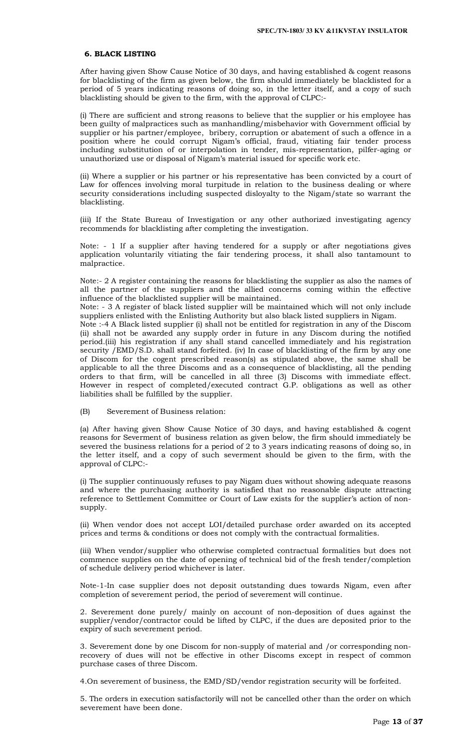## 6. BLACK LISTING

After having given Show Cause Notice of 30 days, and having established & cogent reasons for blacklisting of the firm as given below, the firm should immediately be blacklisted for a period of 5 years indicating reasons of doing so, in the letter itself, and a copy of such blacklisting should be given to the firm, with the approval of CLPC:-

(i) There are sufficient and strong reasons to believe that the supplier or his employee has been guilty of malpractices such as manhandling/misbehavior with Government official by supplier or his partner/employee, bribery, corruption or abatement of such a offence in a position where he could corrupt Nigam's official, fraud, vitiating fair tender process including substitution of or interpolation in tender, mis-representation, pilfer-aging or unauthorized use or disposal of Nigam's material issued for specific work etc.

(ii) Where a supplier or his partner or his representative has been convicted by a court of Law for offences involving moral turpitude in relation to the business dealing or where security considerations including suspected disloyalty to the Nigam/state so warrant the blacklisting.

(iii) If the State Bureau of Investigation or any other authorized investigating agency recommends for blacklisting after completing the investigation.

Note: - 1 If a supplier after having tendered for a supply or after negotiations gives application voluntarily vitiating the fair tendering process, it shall also tantamount to malpractice.

Note:- 2 A register containing the reasons for blacklisting the supplier as also the names of all the partner of the suppliers and the allied concerns coming within the effective influence of the blacklisted supplier will be maintained.

Note: - 3 A register of black listed supplier will be maintained which will not only include suppliers enlisted with the Enlisting Authority but also black listed suppliers in Nigam.

Note :-4 A Black listed supplier (i) shall not be entitled for registration in any of the Discom (ii) shall not be awarded any supply order in future in any Discom during the notified period.(iii) his registration if any shall stand cancelled immediately and his registration security /EMD/S.D. shall stand forfeited. (iv) In case of blacklisting of the firm by any one of Discom for the cogent prescribed reason(s) as stipulated above, the same shall be applicable to all the three Discoms and as a consequence of blacklisting, all the pending orders to that firm, will be cancelled in all three (3) Discoms with immediate effect. However in respect of completed/executed contract G.P. obligations as well as other liabilities shall be fulfilled by the supplier.

(B) Severement of Business relation:

(a) After having given Show Cause Notice of 30 days, and having established & cogent reasons for Severment of business relation as given below, the firm should immediately be severed the business relations for a period of 2 to 3 years indicating reasons of doing so, in the letter itself, and a copy of such severment should be given to the firm, with the approval of CLPC:-

(i) The supplier continuously refuses to pay Nigam dues without showing adequate reasons and where the purchasing authority is satisfied that no reasonable dispute attracting reference to Settlement Committee or Court of Law exists for the supplier's action of non-supply.

(ii) When vendor does not accept LOI/detailed purchase order awarded on its accepted prices and terms & conditions or does not comply with the contractual formalities.

(iii) When vendor/supplier who otherwise completed contractual formalities but does not commence supplies on the date of opening of technical bid of the fresh tender/completion of schedule delivery period whichever is later.

Note-1-In case supplier does not deposit outstanding dues towards Nigam, even after completion of severement period, the period of severement will continue.

2. Severement done purely/ mainly on account of non-deposition of dues against the supplier/vendor/contractor could be lifted by CLPC, if the dues are deposited prior to the expiry of such severement period.

3. Severement done by one Discom for non-supply of material and /or corresponding non-recovery of dues will not be effective in other Discoms except in respect of common purchase cases of three Discom.

4.On severement of business, the EMD/SD/vendor registration security will be forfeited.

5. The orders in execution satisfactorily will not be cancelled other than the order on which severement have been done.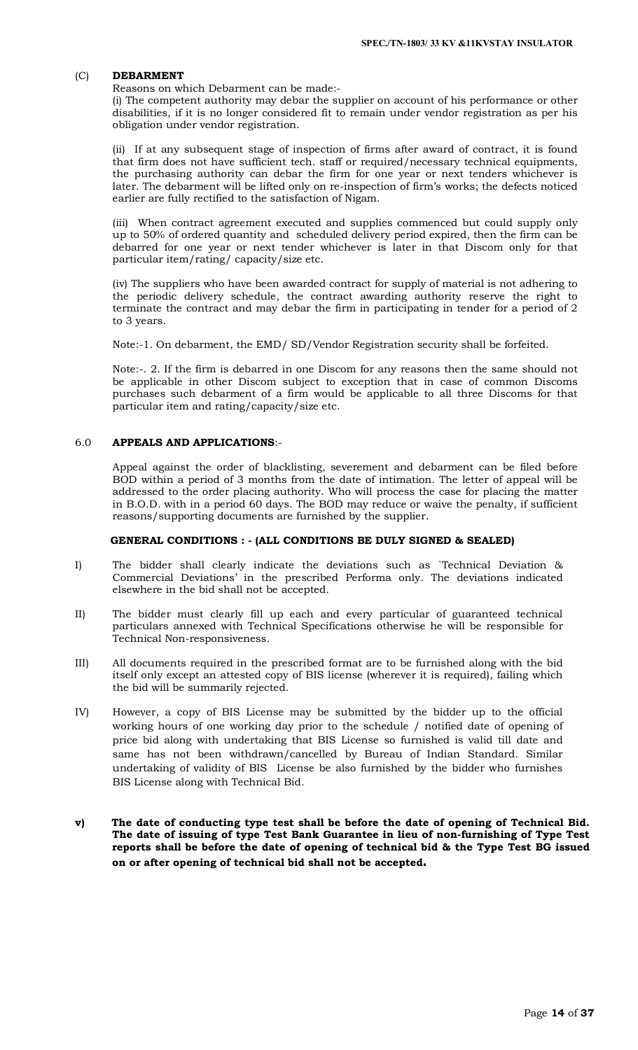**(C) DEBARMENT**

Reasons on which Debarment can be made:-

(i) The competent authority may debar the supplier on account of his performance or other disabilities, if it is no longer considered fit to remain under vendor registration as per his obligation under vendor registration.

(ii) If at any subsequent stage of inspection of firms after award of contract, it is found that firm does not have sufficient tech. staff or required/necessary technical equipments, the purchasing authority can debar the firm for one year or next tenders whichever is later. The debarment will be lifted only on re-inspection of firm's works; the defects noticed earlier are fully rectified to the satisfaction of Nigam.

(iii) When contract agreement executed and supplies commenced but could supply only up to 50% of ordered quantity and scheduled delivery period expired, then the firm can be debarred for one year or next tender whichever is later in that Discom only for that particular item/rating/ capacity/size etc.

(iv) The suppliers who have been awarded contract for supply of material is not adhering to the periodic delivery schedule, the contract awarding authority reserve the right to terminate the contract and may debar the firm in participating in tender for a period of 2 to 3 years.

Note:-1. On debarment, the EMD/ SD/Vendor Registration security shall be forfeited.

Note:-. 2. If the firm is debarred in one Discom for any reasons then the same should not be applicable in other Discom subject to exception that in case of common Discoms purchases such debarment of a firm would be applicable to all three Discoms for that particular item and rating/capacity/size etc.

## 6.0 APPEALS AND APPLICATIONS:-

Appeal against the order of blacklisting, severement and debarment can be filed before BOD within a period of 3 months from the date of intimation. The letter of appeal will be addressed to the order placing authority. Who will process the case for placing the matter in B.O.D. with in a period 60 days. The BOD may reduce or waive the penalty, if sufficient reasons/supporting documents are furnished by the supplier.

**GENERAL CONDITIONS : - (ALL CONDITIONS BE DULY SIGNED & SEALED)**

I) The bidder shall clearly indicate the deviations such as `Technical Deviation & Commercial Deviations' in the prescribed Performa only. The deviations indicated elsewhere in the bid shall not be accepted.

II) The bidder must clearly fill up each and every particular of guaranteed technical particulars annexed with Technical Specifications otherwise he will be responsible for Technical Non-responsiveness.

III) All documents required in the prescribed format are to be furnished along with the bid itself only except an attested copy of BIS license (wherever it is required), failing which the bid will be summarily rejected.

IV) However, a copy of BIS License may be submitted by the bidder up to the official working hours of one working day prior to the schedule / notified date of opening of price bid along with undertaking that BIS License so furnished is valid till date and same has not been withdrawn/cancelled by Bureau of Indian Standard. Similar undertaking of validity of BIS License be also furnished by the bidder who furnishes BIS License along with Technical Bid.

**v) The date of conducting type test shall be before the date of opening of Technical Bid. The date of issuing of type Test Bank Guarantee in lieu of non-furnishing of Type Test reports shall be before the date of opening of technical bid & the Type Test BG issued on or after opening of technical bid shall not be accepted.**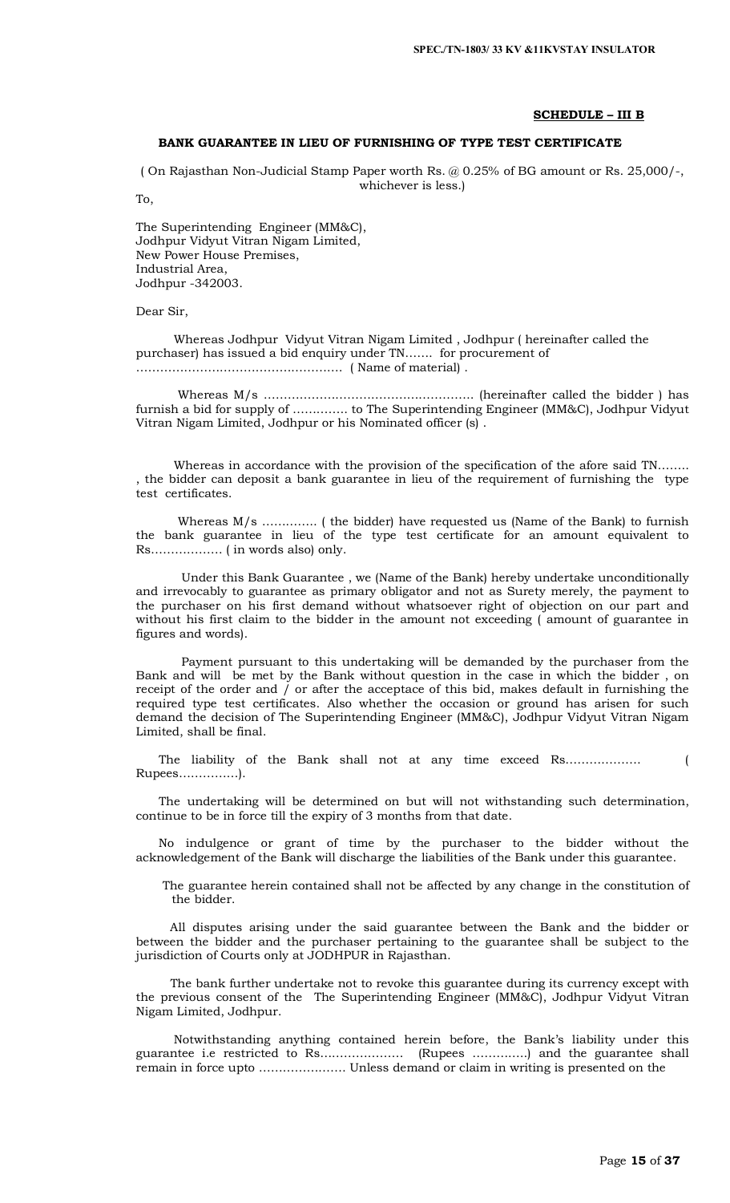## SCHEDULE – III B

### BANK GUARANTEE IN LIEU OF FURNISHING OF TYPE TEST CERTIFICATE

( On Rajasthan Non-Judicial Stamp Paper worth Rs. @ 0.25% of BG amount or Rs. 25,000/-, whichever is less.)

To,

The Superintending Engineer (MM&C),
Jodhpur Vidyut Vitran Nigam Limited,
New Power House Premises,
Industrial Area,
Jodhpur -342003.

Dear Sir,

Whereas Jodhpur Vidyut Vitran Nigam Limited , Jodhpur ( hereinafter called the purchaser) has issued a bid enquiry under TN……. for procurement of …………………………………………… ( Name of material) .

Whereas M/s …………………………………………….. (hereinafter called the bidder ) has furnish a bid for supply of …………. to The Superintending Engineer (MM&C), Jodhpur Vidyut Vitran Nigam Limited, Jodhpur or his Nominated officer (s) .

Whereas in accordance with the provision of the specification of the afore said TN…….. , the bidder can deposit a bank guarantee in lieu of the requirement of furnishing the type test certificates.

Whereas M/s ………….. ( the bidder) have requested us (Name of the Bank) to furnish the bank guarantee in lieu of the type test certificate for an amount equivalent to Rs……………… ( in words also) only.

Under this Bank Guarantee , we (Name of the Bank) hereby undertake unconditionally and irrevocably to guarantee as primary obligator and not as Surety merely, the payment to the purchaser on his first demand without whatsoever right of objection on our part and without his first claim to the bidder in the amount not exceeding ( amount of guarantee in figures and words).

Payment pursuant to this undertaking will be demanded by the purchaser from the Bank and will be met by the Bank without question in the case in which the bidder , on receipt of the order and / or after the acceptace of this bid, makes default in furnishing the required type test certificates. Also whether the occasion or ground has arisen for such demand the decision of The Superintending Engineer (MM&C), Jodhpur Vidyut Vitran Nigam Limited, shall be final.

The liability of the Bank shall not at any time exceed Rs………………. ( Rupees……………).

The undertaking will be determined on but will not withstanding such determination, continue to be in force till the expiry of 3 months from that date.

No indulgence or grant of time by the purchaser to the bidder without the acknowledgement of the Bank will discharge the liabilities of the Bank under this guarantee.

The guarantee herein contained shall not be affected by any change in the constitution of the bidder.

All disputes arising under the said guarantee between the Bank and the bidder or between the bidder and the purchaser pertaining to the guarantee shall be subject to the jurisdiction of Courts only at JODHPUR in Rajasthan.

The bank further undertake not to revoke this guarantee during its currency except with the previous consent of the The Superintending Engineer (MM&C), Jodhpur Vidyut Vitran Nigam Limited, Jodhpur.

Notwithstanding anything contained herein before, the Bank's liability under this guarantee i.e restricted to Rs………………… (Rupees ………….) and the guarantee shall remain in force upto …………………. Unless demand or claim in writing is presented on the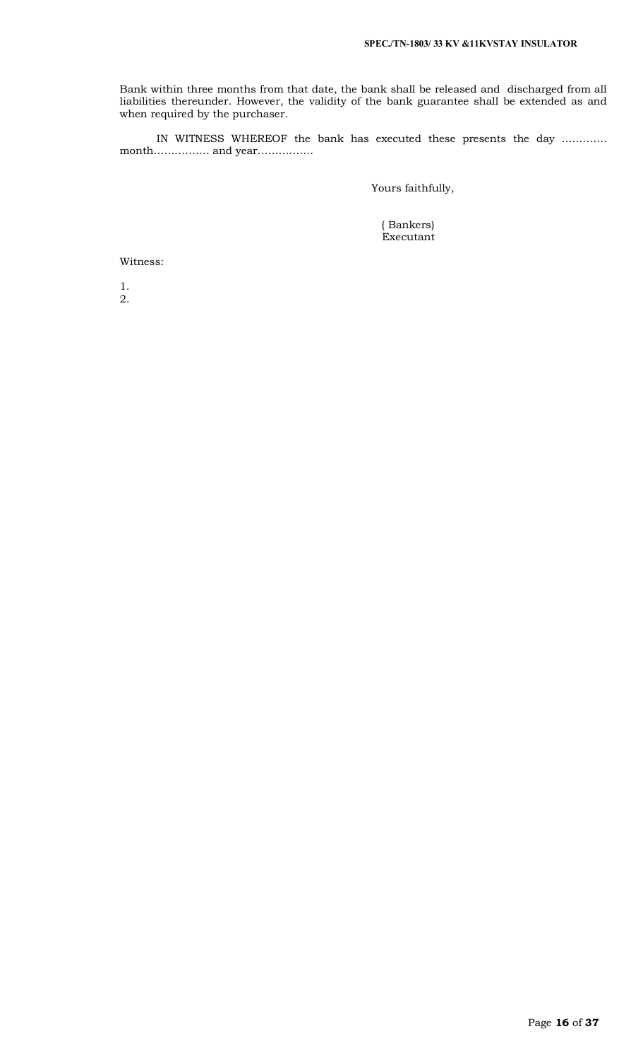Bank within three months from that date, the bank shall be released and discharged from all liabilities thereunder. However, the validity of the bank guarantee shall be extended as and when required by the purchaser.

IN WITNESS WHEREOF the bank has executed these presents the day ………… month……………. and year…………….

Yours faithfully,

( Bankers)
Executant

Witness:

1.
2.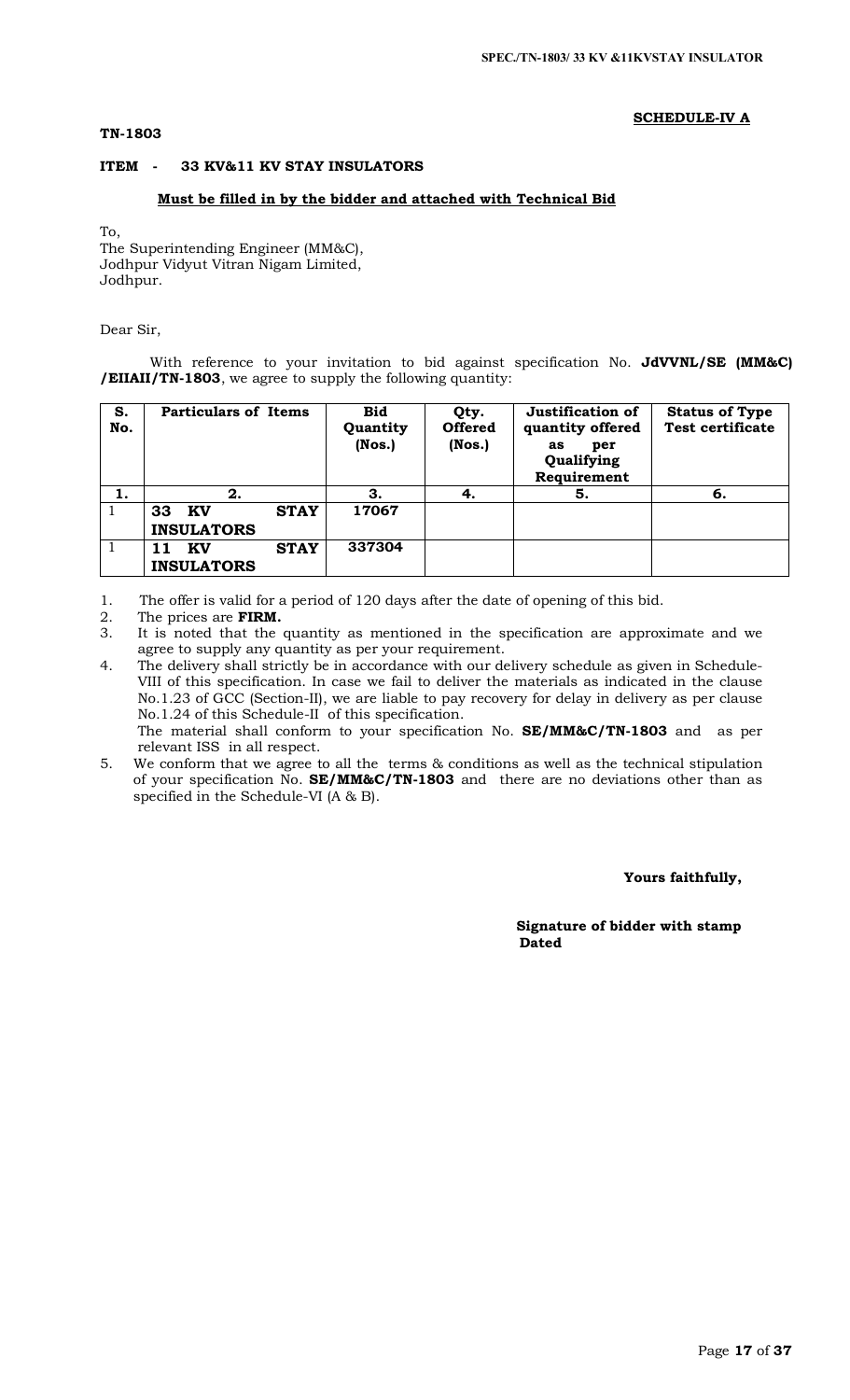**SCHEDULE-IV A**

**TN-1803**

**ITEM - 33 KV&11 KV STAY INSULATORS**

**Must be filled in by the bidder and attached with Technical Bid**

To,
The Superintending Engineer (MM&C),
Jodhpur Vidyut Vitran Nigam Limited,
Jodhpur.

Dear Sir,

With reference to your invitation to bid against specification No. **JdVVNL/SE (MM&C) /EIIAII/TN-1803**, we agree to supply the following quantity:

| S. No. | Particulars of Items | Bid Quantity (Nos.) | Qty. Offered (Nos.) | Justification of quantity offered as per Qualifying Requirement | Status of Type Test certificate |
|---|---|---|---|---|---|
| **1.** | **2.** | **3.** | **4.** | **5.** | **6.** |
| 1 | **33 KV STAY INSULATORS** | **17067** | | | |
| 1 | **11 KV STAY INSULATORS** | **337304** | | | |

1. The offer is valid for a period of 120 days after the date of opening of this bid.
2. The prices are **FIRM.**
3. It is noted that the quantity as mentioned in the specification are approximate and we agree to supply any quantity as per your requirement.
4. The delivery shall strictly be in accordance with our delivery schedule as given in Schedule-VIII of this specification. In case we fail to deliver the materials as indicated in the clause No.1.23 of GCC (Section-II), we are liable to pay recovery for delay in delivery as per clause No.1.24 of this Schedule-II of this specification.
   The material shall conform to your specification No. **SE/MM&C/TN-1803** and as per relevant ISS in all respect.
5. We conform that we agree to all the terms & conditions as well as the technical stipulation of your specification No. **SE/MM&C/TN-1803** and there are no deviations other than as specified in the Schedule-VI (A & B).

**Yours faithfully,**

**Signature of bidder with stamp**
**Dated**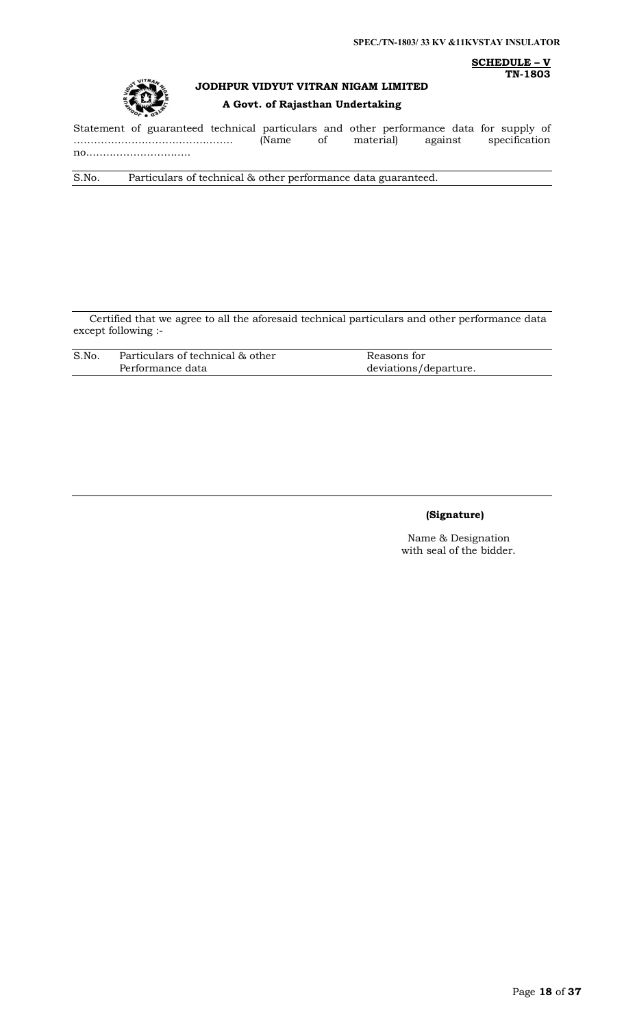**SCHEDULE – V**
**TN-1803**

**JODHPUR VIDYUT VITRAN NIGAM LIMITED**

**A Govt. of Rajasthan Undertaking**

Statement of guaranteed technical particulars and other performance data for supply of ………………………………………. (Name of material) against specification no.…………………………

| S.No. | Particulars of technical & other performance data guaranteed. |
|---|---|
| | |

Certified that we agree to all the aforesaid technical particulars and other performance data except following :-

| S.No. | Particulars of technical & other Performance data | Reasons for deviations/departure. |
|---|---|---|
| | | |

**(Signature)**

Name & Designation
with seal of the bidder.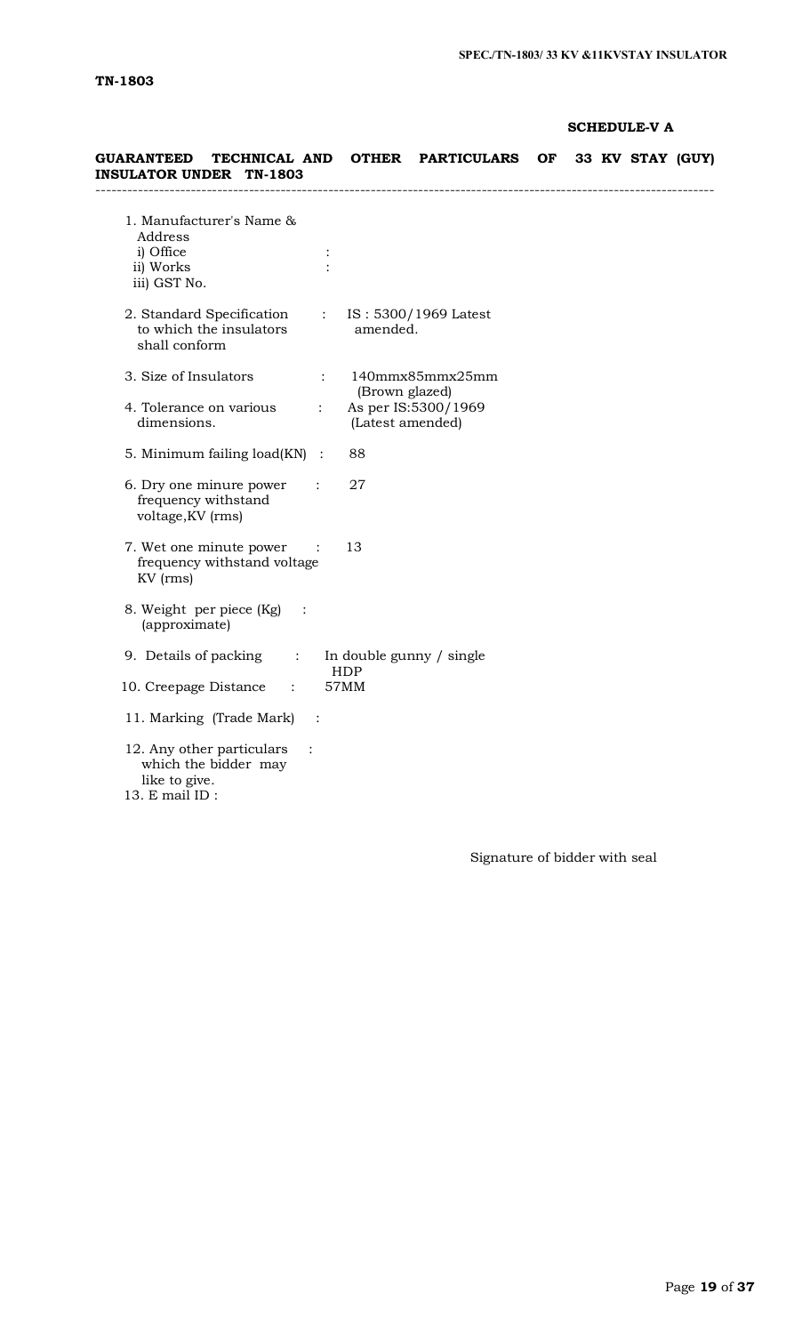**TN-1803**

**SCHEDULE-V A**

**GUARANTEED TECHNICAL AND OTHER PARTICULARS OF 33 KV STAY (GUY) INSULATOR UNDER TN-1803**

---

1. Manufacturer's Name & Address
   i) Office :
   ii) Works :
   iii) GST No.

2. Standard Specification to which the insulators shall conform : IS : 5300/1969 Latest amended.

3. Size of Insulators : 140mmx85mmx25mm (Brown glazed)

4. Tolerance on various dimensions. : As per IS:5300/1969 (Latest amended)

5. Minimum failing load(KN) : 88

6. Dry one minure power frequency withstand voltage,KV (rms) : 27

7. Wet one minute power frequency withstand voltage KV (rms) : 13

8. Weight per piece (Kg) (approximate) :

9. Details of packing : In double gunny / single HDP

10. Creepage Distance : 57MM

11. Marking (Trade Mark) :

12. Any other particulars which the bidder may like to give. :

13. E mail ID :

Signature of bidder with seal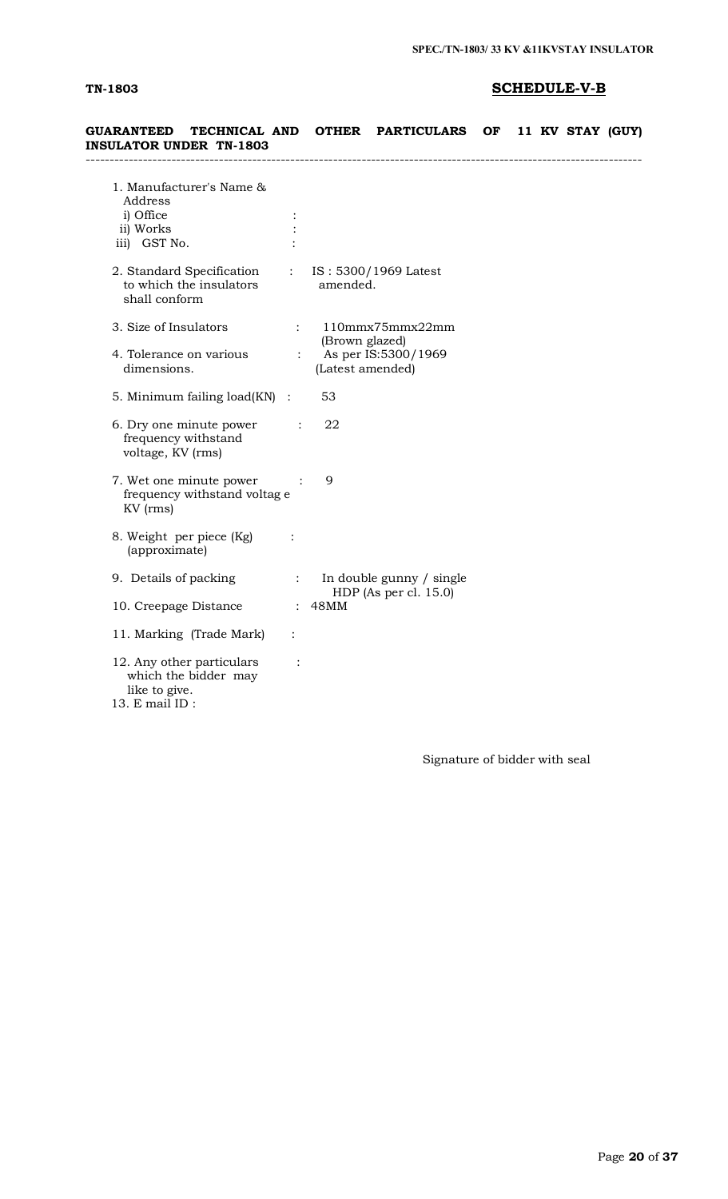**TN-1803** **SCHEDULE-V-B**

**GUARANTEED TECHNICAL AND OTHER PARTICULARS OF 11 KV STAY (GUY) INSULATOR UNDER TN-1803**

---

| | | |
|---|---|---|
| 1. Manufacturer's Name & Address | | |
| i) Office | : | |
| ii) Works | : | |
| iii) GST No. | : | |
| 2. Standard Specification to which the insulators shall conform | : | IS : 5300/1969 Latest amended. |
| 3. Size of Insulators | : | 110mmx75mmx22mm (Brown glazed) |
| 4. Tolerance on various dimensions. | : | As per IS:5300/1969 (Latest amended) |
| 5. Minimum failing load(KN) | : | 53 |
| 6. Dry one minute power frequency withstand voltage, KV (rms) | : | 22 |
| 7. Wet one minute power frequency withstand voltag e KV (rms) | : | 9 |
| 8. Weight per piece (Kg) (approximate) | : | |
| 9. Details of packing | : | In double gunny / single HDP (As per cl. 15.0) |
| 10. Creepage Distance | : | 48MM |
| 11. Marking (Trade Mark) | : | |
| 12. Any other particulars which the bidder may like to give. | : | |
| 13. E mail ID : | | |

Signature of bidder with seal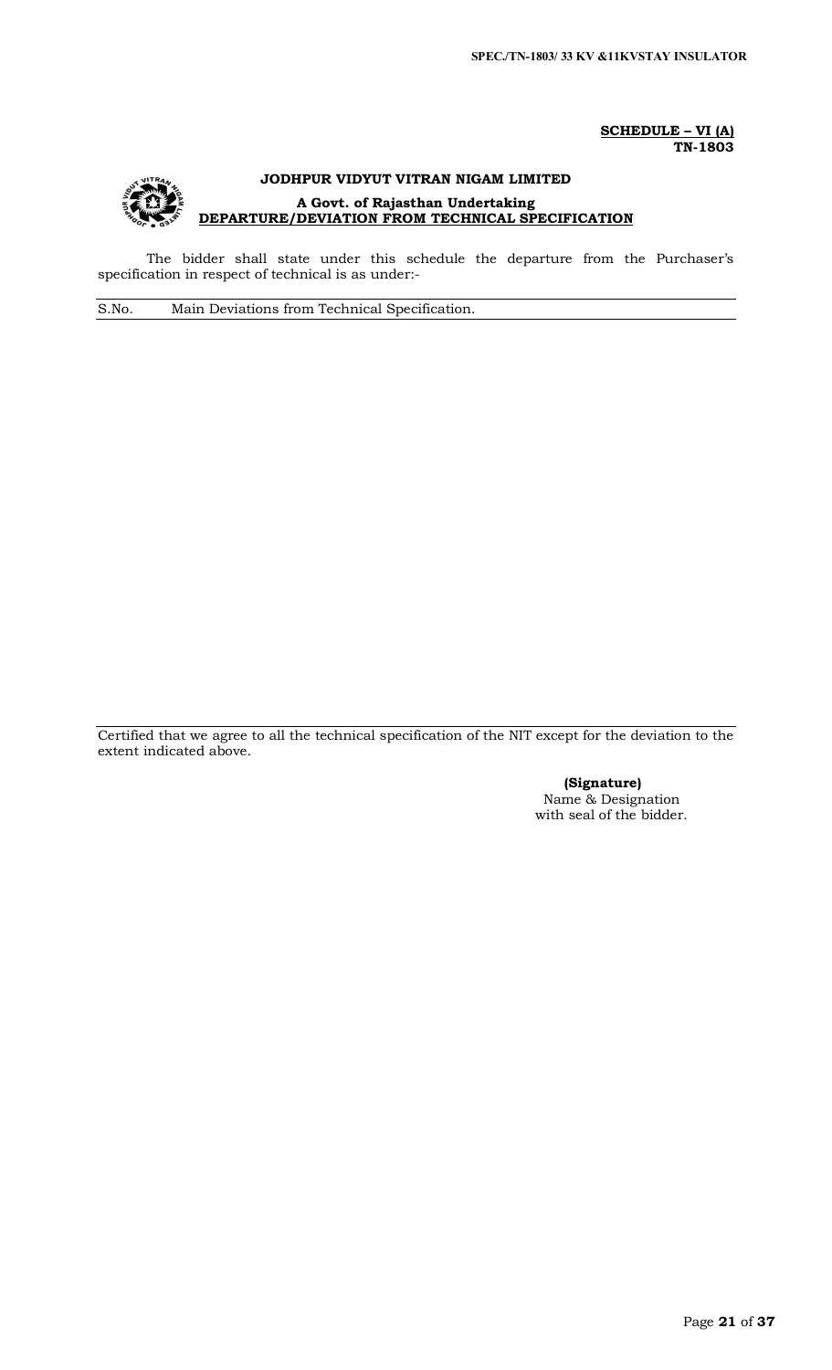**SCHEDULE – VI (A)**
**TN-1803**

**JODHPUR VIDYUT VITRAN NIGAM LIMITED**

**A Govt. of Rajasthan Undertaking**

**DEPARTURE/DEVIATION FROM TECHNICAL SPECIFICATION**

The bidder shall state under this schedule the departure from the Purchaser's specification in respect of technical is as under:-

| S.No. | Main Deviations from Technical Specification. |
|---|---|
| | |

Certified that we agree to all the technical specification of the NIT except for the deviation to the extent indicated above.

**(Signature)**
Name & Designation
with seal of the bidder.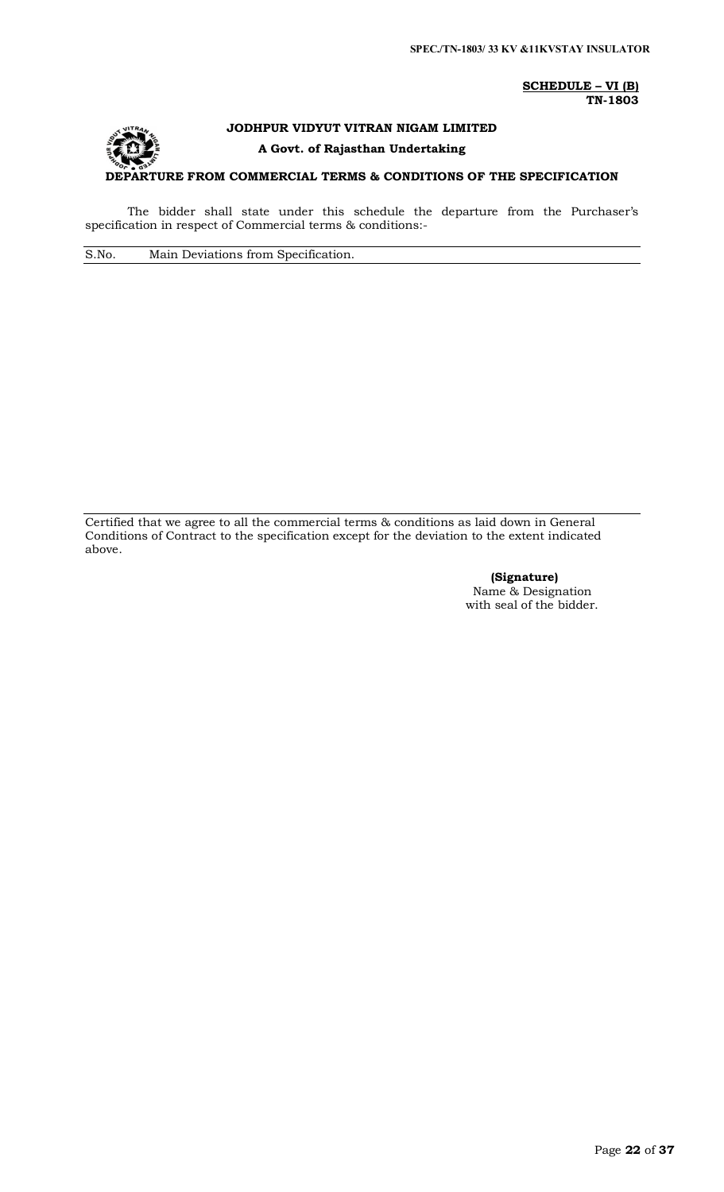**SCHEDULE – VI (B)**
**TN-1803**

**JODHPUR VIDYUT VITRAN NIGAM LIMITED**

**A Govt. of Rajasthan Undertaking**

**DEPARTURE FROM COMMERCIAL TERMS & CONDITIONS OF THE SPECIFICATION**

The bidder shall state under this schedule the departure from the Purchaser's specification in respect of Commercial terms & conditions:-

| S.No. | Main Deviations from Specification. |
| --- | --- |
| | |

Certified that we agree to all the commercial terms & conditions as laid down in General Conditions of Contract to the specification except for the deviation to the extent indicated above.

**(Signature)**
Name & Designation
with seal of the bidder.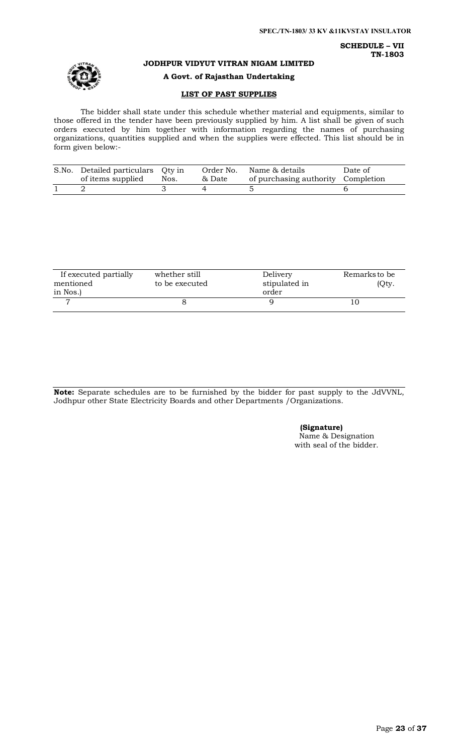**SCHEDULE – VII**
**TN-1803**

**JODHPUR VIDYUT VITRAN NIGAM LIMITED**

**A Govt. of Rajasthan Undertaking**

## LIST OF PAST SUPPLIES

The bidder shall state under this schedule whether material and equipments, similar to those offered in the tender have been previously supplied by him. A list shall be given of such orders executed by him together with information regarding the names of purchasing organizations, quantities supplied and when the supplies were effected. This list should be in form given below:-

| S.No. | Detailed particulars of items supplied | Qty in Nos. | Order No. & Date | Name & details of purchasing authority | Date of Completion |
|---|---|---|---|---|---|
| 1 | 2 | 3 | 4 | 5 | 6 |

| If executed partially mentioned in Nos.) | whether still to be executed | Delivery stipulated in order | Remarks to be (Qty. |
|---|---|---|---|
| 7 | 8 | 9 | 10 |

**Note:** Separate schedules are to be furnished by the bidder for past supply to the JdVVNL, Jodhpur other State Electricity Boards and other Departments /Organizations.

**(Signature)**
Name & Designation
with seal of the bidder.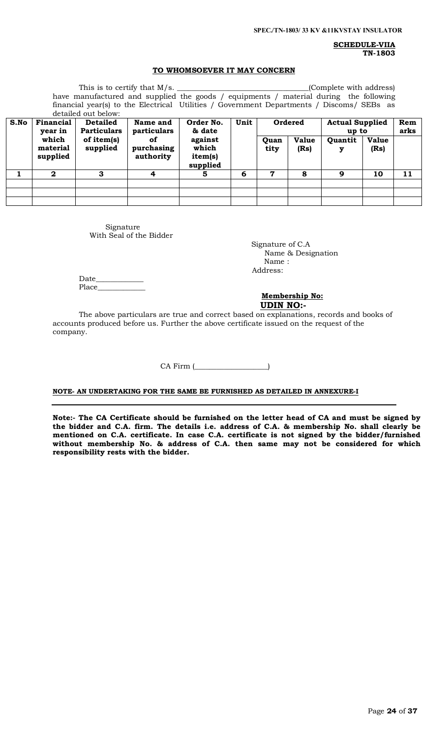**SCHEDULE-VIIA**
**TN-1803**

## TO WHOMSOEVER IT MAY CONCERN

This is to certify that M/s. ________________________________(Complete with address) have manufactured and supplied the goods / equipments / material during the following financial year(s) to the Electrical Utilities / Government Departments / Discoms/ SEBs as detailed out below:

| S.No | Financial year in which material supplied | Detailed Particulars of item(s) supplied | Name and particulars of purchasing authority | Order No. & date against which item(s) supplied | Unit | Ordered | | Actual Supplied up to | | Remarks |
|---|---|---|---|---|---|---|---|---|---|---|
| | | | | | | Quantity | Value (Rs) | Quantity | Value (Rs) | |
| 1 | 2 | 3 | 4 | 5 | 6 | 7 | 8 | 9 | 10 | 11 |
| | | | | | | | | | | |
| | | | | | | | | | | |
| | | | | | | | | | | |

Signature
With Seal of the Bidder

Signature of C.A
Name & Designation
Name :
Address:

Date____________
Place____________

**Membership No:**
**UDIN NO:-**

The above particulars are true and correct based on explanations, records and books of accounts produced before us. Further the above certificate issued on the request of the company.

CA Firm (__________________)

**NOTE- AN UNDERTAKING FOR THE SAME BE FURNISHED AS DETAILED IN ANNEXURE-I**

**Note:- The CA Certificate should be furnished on the letter head of CA and must be signed by the bidder and C.A. firm. The details i.e. address of C.A. & membership No. shall clearly be mentioned on C.A. certificate. In case C.A. certificate is not signed by the bidder/furnished without membership No. & address of C.A. then same may not be considered for which responsibility rests with the bidder.**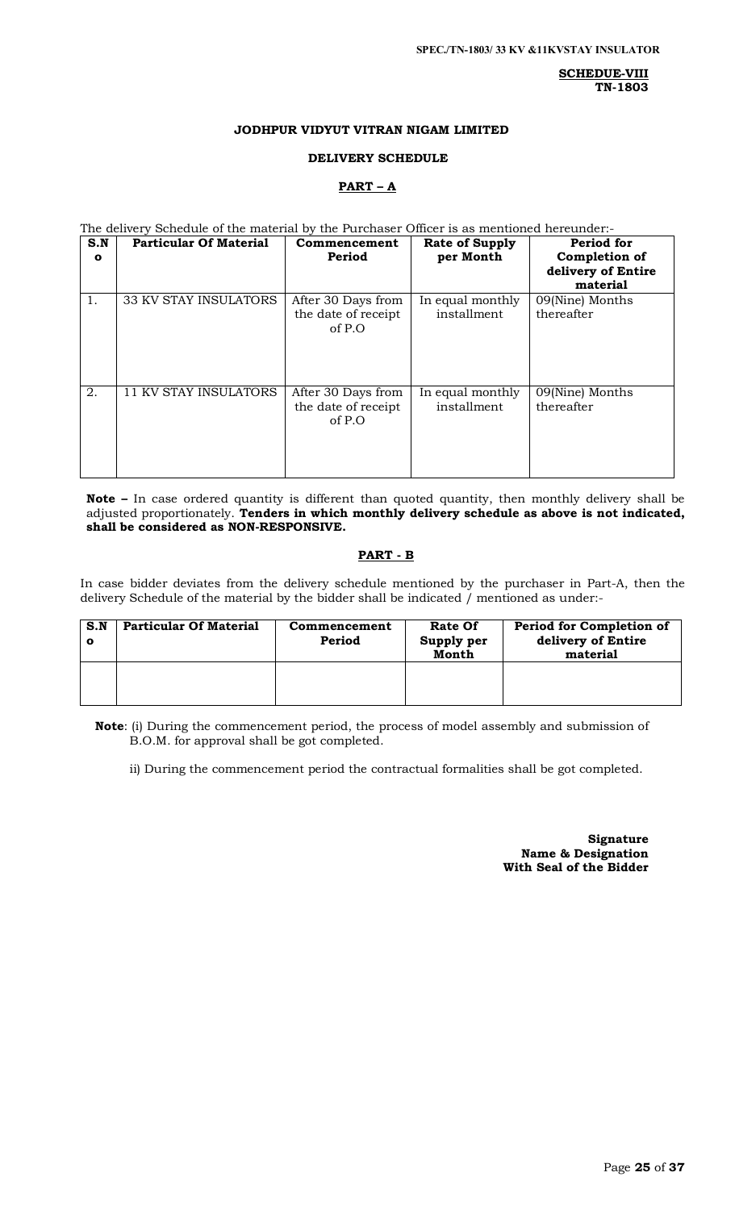**SCHEDUE-VIII**
**TN-1803**

**JODHPUR VIDYUT VITRAN NIGAM LIMITED**

**DELIVERY SCHEDULE**

**PART – A**

The delivery Schedule of the material by the Purchaser Officer is as mentioned hereunder:-

| S.No | Particular Of Material | Commencement Period | Rate of Supply per Month | Period for Completion of delivery of Entire material |
|---|---|---|---|---|
| 1. | 33 KV STAY INSULATORS | After 30 Days from the date of receipt of P.O | In equal monthly installment | 09(Nine) Months thereafter |
| 2. | 11 KV STAY INSULATORS | After 30 Days from the date of receipt of P.O | In equal monthly installment | 09(Nine) Months thereafter |

**Note –** In case ordered quantity is different than quoted quantity, then monthly delivery shall be adjusted proportionately. **Tenders in which monthly delivery schedule as above is not indicated, shall be considered as NON-RESPONSIVE.**

**PART - B**

In case bidder deviates from the delivery schedule mentioned by the purchaser in Part-A, then the delivery Schedule of the material by the bidder shall be indicated / mentioned as under:-

| S.No | Particular Of Material | Commencement Period | Rate Of Supply per Month | Period for Completion of delivery of Entire material |
|---|---|---|---|---|
| | | | | |

**Note**: (i) During the commencement period, the process of model assembly and submission of B.O.M. for approval shall be got completed.

ii) During the commencement period the contractual formalities shall be got completed.

**Signature**
**Name & Designation**
**With Seal of the Bidder**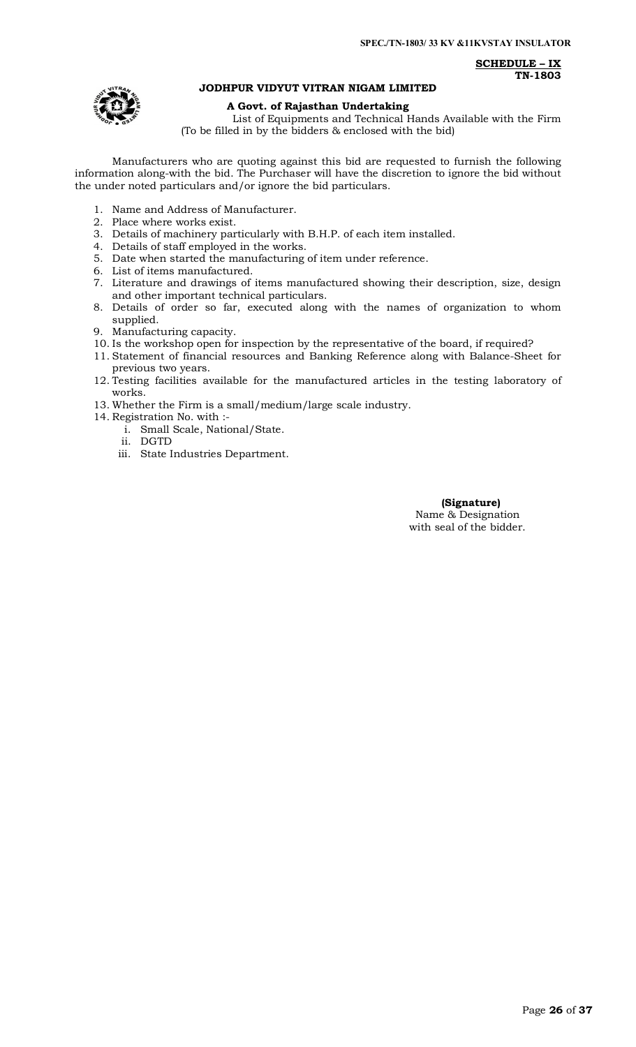**SCHEDULE – IX**
**TN-1803**

## JODHPUR VIDYUT VITRAN NIGAM LIMITED

**A Govt. of Rajasthan Undertaking**

List of Equipments and Technical Hands Available with the Firm
(To be filled in by the bidders & enclosed with the bid)

Manufacturers who are quoting against this bid are requested to furnish the following information along-with the bid. The Purchaser will have the discretion to ignore the bid without the under noted particulars and/or ignore the bid particulars.

1. Name and Address of Manufacturer.
2. Place where works exist.
3. Details of machinery particularly with B.H.P. of each item installed.
4. Details of staff employed in the works.
5. Date when started the manufacturing of item under reference.
6. List of items manufactured.
7. Literature and drawings of items manufactured showing their description, size, design and other important technical particulars.
8. Details of order so far, executed along with the names of organization to whom supplied.
9. Manufacturing capacity.
10. Is the workshop open for inspection by the representative of the board, if required?
11. Statement of financial resources and Banking Reference along with Balance-Sheet for previous two years.
12. Testing facilities available for the manufactured articles in the testing laboratory of works.
13. Whether the Firm is a small/medium/large scale industry.
14. Registration No. with :-
    i. Small Scale, National/State.
    ii. DGTD
    iii. State Industries Department.

**(Signature)**
Name & Designation
with seal of the bidder.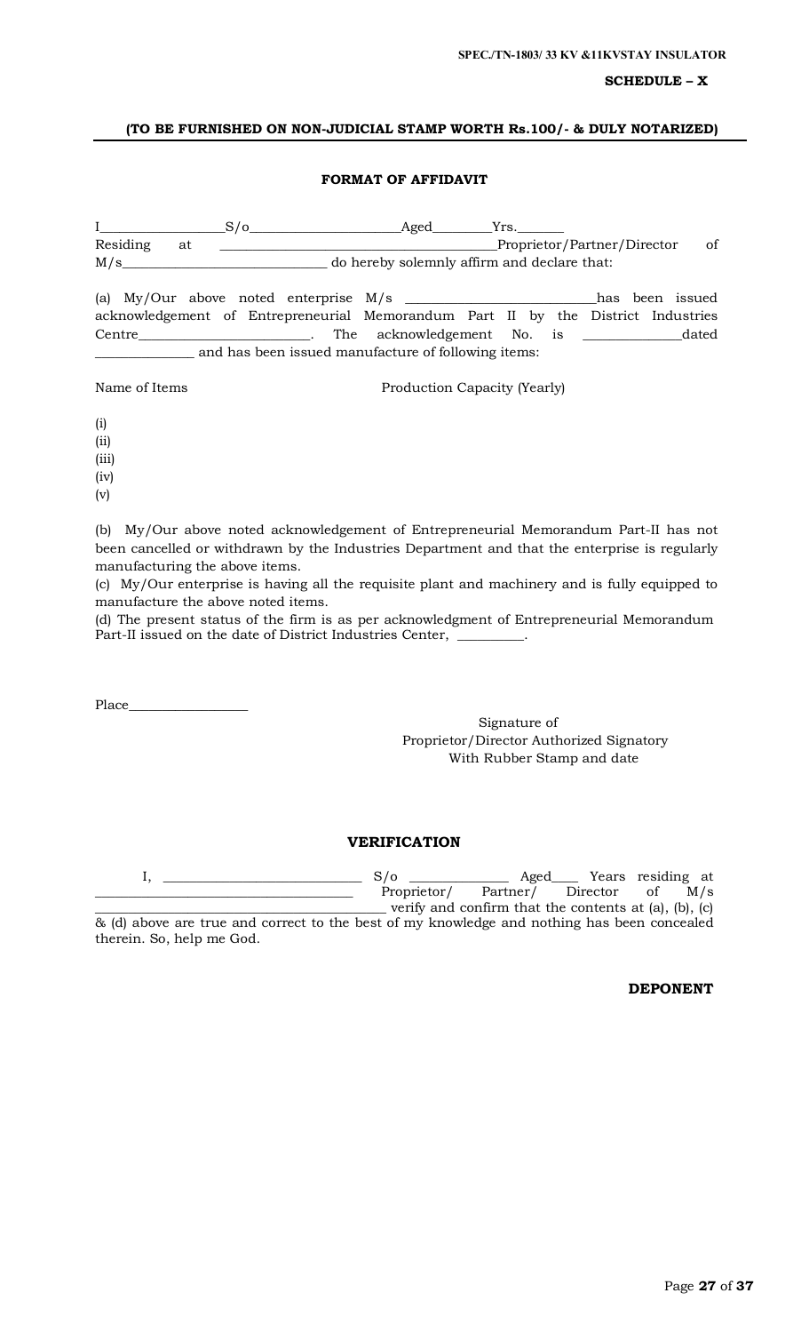**SCHEDULE – X**

**(TO BE FURNISHED ON NON-JUDICIAL STAMP WORTH Rs.100/- & DULY NOTARIZED)**

**FORMAT OF AFFIDAVIT**

I\_\_\_\_\_\_\_\_\_\_\_\_\_\_\_\_\_\_S/o\_\_\_\_\_\_\_\_\_\_\_\_\_\_\_\_\_\_\_\_\_\_Aged\_\_\_\_\_\_\_\_\_Yrs.\_\_\_\_\_\_\_ Residing at \_\_\_\_\_\_\_\_\_\_\_\_\_\_\_\_\_\_\_\_\_\_\_\_\_\_\_\_\_\_\_\_\_\_\_\_\_\_\_\_Proprietor/Partner/Director of M/s\_\_\_\_\_\_\_\_\_\_\_\_\_\_\_\_\_\_\_\_\_\_\_\_\_\_\_\_\_\_\_ do hereby solemnly affirm and declare that:

(a) My/Our above noted enterprise M/s \_\_\_\_\_\_\_\_\_\_\_\_\_\_\_\_\_\_\_\_\_\_\_\_\_\_\_\_has been issued acknowledgement of Entrepreneurial Memorandum Part II by the District Industries Centre\_\_\_\_\_\_\_\_\_\_\_\_\_\_\_\_\_\_\_\_\_\_\_\_\_\_. The acknowledgement No. is \_\_\_\_\_\_\_\_\_\_\_\_\_\_\_dated \_\_\_\_\_\_\_\_\_\_\_\_\_\_\_ and has been issued manufacture of following items:

Name of Items    Production Capacity (Yearly)

(i)
(ii)
(iii)
(iv)
(v)

(b) My/Our above noted acknowledgement of Entrepreneurial Memorandum Part-II has not been cancelled or withdrawn by the Industries Department and that the enterprise is regularly manufacturing the above items.
(c) My/Our enterprise is having all the requisite plant and machinery and is fully equipped to manufacture the above noted items.
(d) The present status of the firm is as per acknowledgment of Entrepreneurial Memorandum Part-II issued on the date of District Industries Center, \_\_\_\_\_\_\_\_\_\_.

Place\_\_\_\_\_\_\_\_\_\_\_\_\_\_\_\_\_\_

Signature of
Proprietor/Director Authorized Signatory
With Rubber Stamp and date

**VERIFICATION**

I, \_\_\_\_\_\_\_\_\_\_\_\_\_\_\_\_\_\_\_\_\_\_\_\_\_\_\_\_\_ S/o \_\_\_\_\_\_\_\_\_\_\_\_\_\_\_ Aged\_\_\_\_ Years residing at \_\_\_\_\_\_\_\_\_\_\_\_\_\_\_\_\_\_\_\_\_\_\_\_\_\_\_\_\_\_\_\_\_\_\_\_\_\_ Proprietor/ Partner/ Director of M/s \_\_\_\_\_\_\_\_\_\_\_\_\_\_\_\_\_\_\_\_\_\_\_\_\_\_\_\_\_\_\_\_\_\_\_\_\_\_\_\_\_\_\_ verify and confirm that the contents at (a), (b), (c) & (d) above are true and correct to the best of my knowledge and nothing has been concealed therein. So, help me God.

**DEPONENT**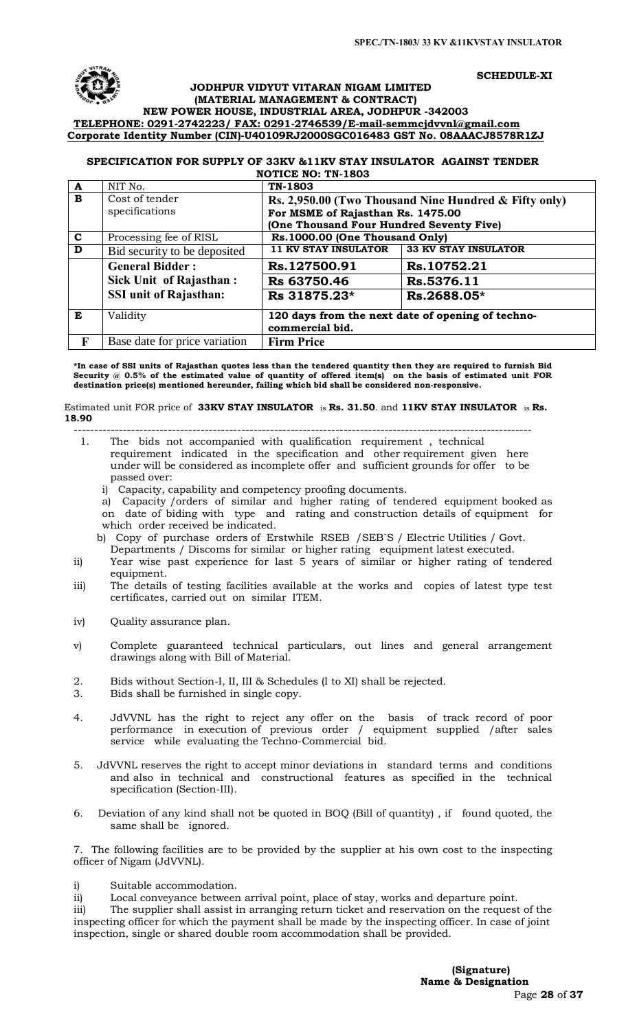**SCHEDULE-XI**

**JODHPUR VIDYUT VITARAN NIGAM LIMITED**
**(MATERIAL MANAGEMENT & CONTRACT)**
**NEW POWER HOUSE, INDUSTRIAL AREA, JODHPUR -342003**
**TELEPHONE: 0291-2742223/ FAX: 0291-2746539/E-mail-semmcjdvvnl@gmail.com**
**Corporate Identity Number (CIN)-U40109RJ2000SGC016483 GST No. 08AAACJ8578R1ZJ**

**SPECIFICATION FOR SUPPLY OF 33KV &11KV STAY INSULATOR AGAINST TENDER NOTICE NO: TN-1803**

| | | | |
|---|---|---|---|
| **A** | NIT No. | **TN-1803** | |
| **B** | Cost of tender specifications | **Rs. 2,950.00 (Two Thousand Nine Hundred & Fifty only) For MSME of Rajasthan Rs. 1475.00 (One Thousand Four Hundred Seventy Five)** | |
| **C** | Processing fee of RISL | **Rs.1000.00 (One Thousand Only)** | |
| **D** | Bid security to be deposited | **11 KV STAY INSULATOR** | **33 KV STAY INSULATOR** |
| | **General Bidder :** | **Rs.127500.91** | **Rs.10752.21** |
| | **Sick Unit of Rajasthan :** | **Rs 63750.46** | **Rs.5376.11** |
| | **SSI unit of Rajasthan:** | **Rs 31875.23*** | **Rs.2688.05*** |
| **E** | Validity | **120 days from the next date of opening of techno-commercial bid.** | |
| **F** | Base date for price variation | **Firm Price** | |

**\*In case of SSI units of Rajasthan quotes less than the tendered quantity then they are required to furnish Bid Security @ 0.5% of the estimated value of quantity of offered item(s) on the basis of estimated unit FOR destination price(s) mentioned hereunder, failing which bid shall be considered non-responsive.**

Estimated unit FOR price of **33KV STAY INSULATOR** is **Rs. 31.50**. and **11KV STAY INSULATOR** is **Rs. 18.90**

---

1. The bids not accompanied with qualification requirement , technical requirement indicated in the specification and other requirement given here under will be considered as incomplete offer and sufficient grounds for offer to be passed over:
   i) Capacity, capability and competency proofing documents.
   a) Capacity /orders of similar and higher rating of tendered equipment booked as on date of biding with type and rating and construction details of equipment for which order received be indicated.
   b) Copy of purchase orders of Erstwhile RSEB /SEB`S / Electric Utilities / Govt. Departments / Discoms for similar or higher rating equipment latest executed.

ii) Year wise past experience for last 5 years of similar or higher rating of tendered equipment.

iii) The details of testing facilities available at the works and copies of latest type test certificates, carried out on similar ITEM.

iv) Quality assurance plan.

v) Complete guaranteed technical particulars, out lines and general arrangement drawings along with Bill of Material.

2. Bids without Section-I, II, III & Schedules (I to XI) shall be rejected.
3. Bids shall be furnished in single copy.
4. JdVVNL has the right to reject any offer on the basis of track record of poor performance in execution of previous order / equipment supplied /after sales service while evaluating the Techno-Commercial bid.
5. JdVVNL reserves the right to accept minor deviations in standard terms and conditions and also in technical and constructional features as specified in the technical specification (Section-III).
6. Deviation of any kind shall not be quoted in BOQ (Bill of quantity) , if found quoted, the same shall be ignored.
7. The following facilities are to be provided by the supplier at his own cost to the inspecting officer of Nigam (JdVVNL).

i) Suitable accommodation.

ii) Local conveyance between arrival point, place of stay, works and departure point.

iii) The supplier shall assist in arranging return ticket and reservation on the request of the inspecting officer for which the payment shall be made by the inspecting officer. In case of joint inspection, single or shared double room accommodation shall be provided.

**(Signature)**
**Name & Designation**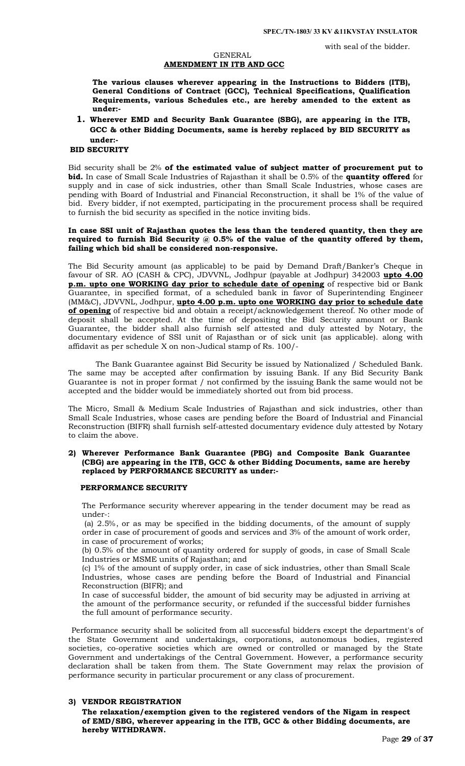with seal of the bidder.

GENERAL

## AMENDMENT IN ITB AND GCC

**The various clauses wherever appearing in the Instructions to Bidders (ITB), General Conditions of Contract (GCC), Technical Specifications, Qualification Requirements, various Schedules etc., are hereby amended to the extent as under:-**

1. **Wherever EMD and Security Bank Guarantee (SBG), are appearing in the ITB, GCC & other Bidding Documents, same is hereby replaced by BID SECURITY as under:-**

**BID SECURITY**

Bid security shall be 2% **of the estimated value of subject matter of procurement put to bid.** In case of Small Scale Industries of Rajasthan it shall be 0.5% of the **quantity offered** for supply and in case of sick industries, other than Small Scale Industries, whose cases are pending with Board of Industrial and Financial Reconstruction, it shall be 1% of the value of bid. Every bidder, if not exempted, participating in the procurement process shall be required to furnish the bid security as specified in the notice inviting bids.

**In case SSI unit of Rajasthan quotes the less than the tendered quantity, then they are required to furnish Bid Security @ 0.5% of the value of the quantity offered by them, failing which bid shall be considered non-responsive.**

The Bid Security amount (as applicable) to be paid by Demand Draft/Banker's Cheque in favour of SR. AO (CASH & CPC), JDVVNL, Jodhpur (payable at Jodhpur) 342003 **upto 4.00 p.m. upto one WORKING day prior to schedule date of opening** of respective bid or Bank Guarantee, in specified format, of a scheduled bank in favor of Superintending Engineer (MM&C), JDVVNL, Jodhpur, **upto 4.00 p.m. upto one WORKING day prior to schedule date of opening** of respective bid and obtain a receipt/acknowledgement thereof. No other mode of deposit shall be accepted. At the time of depositing the Bid Security amount or Bank Guarantee, the bidder shall also furnish self attested and duly attested by Notary, the documentary evidence of SSI unit of Rajasthan or of sick unit (as applicable). along with affidavit as per schedule X on non-Judical stamp of Rs. 100/-

The Bank Guarantee against Bid Security be issued by Nationalized / Scheduled Bank. The same may be accepted after confirmation by issuing Bank. If any Bid Security Bank Guarantee is not in proper format / not confirmed by the issuing Bank the same would not be accepted and the bidder would be immediately shorted out from bid process.

The Micro, Small & Medium Scale Industries of Rajasthan and sick industries, other than Small Scale Industries, whose cases are pending before the Board of Industrial and Financial Reconstruction (BIFR) shall furnish self-attested documentary evidence duly attested by Notary to claim the above.

**2) Wherever Performance Bank Guarantee (PBG) and Composite Bank Guarantee (CBG) are appearing in the ITB, GCC & other Bidding Documents, same are hereby replaced by PERFORMANCE SECURITY as under:-**

**PERFORMANCE SECURITY**

The Performance security wherever appearing in the tender document may be read as under-:

(a) 2.5%, or as may be specified in the bidding documents, of the amount of supply order in case of procurement of goods and services and 3% of the amount of work order, in case of procurement of works;

(b) 0.5% of the amount of quantity ordered for supply of goods, in case of Small Scale Industries or MSME units of Rajasthan; and

(c) 1% of the amount of supply order, in case of sick industries, other than Small Scale Industries, whose cases are pending before the Board of Industrial and Financial Reconstruction (BIFR); and

In case of successful bidder, the amount of bid security may be adjusted in arriving at the amount of the performance security, or refunded if the successful bidder furnishes the full amount of performance security.

Performance security shall be solicited from all successful bidders except the department's of the State Government and undertakings, corporations, autonomous bodies, registered societies, co-operative societies which are owned or controlled or managed by the State Government and undertakings of the Central Government. However, a performance security declaration shall be taken from them. The State Government may relax the provision of performance security in particular procurement or any class of procurement.

**3) VENDOR REGISTRATION**

**The relaxation/exemption given to the registered vendors of the Nigam in respect of EMD/SBG, wherever appearing in the ITB, GCC & other Bidding documents, are hereby WITHDRAWN.**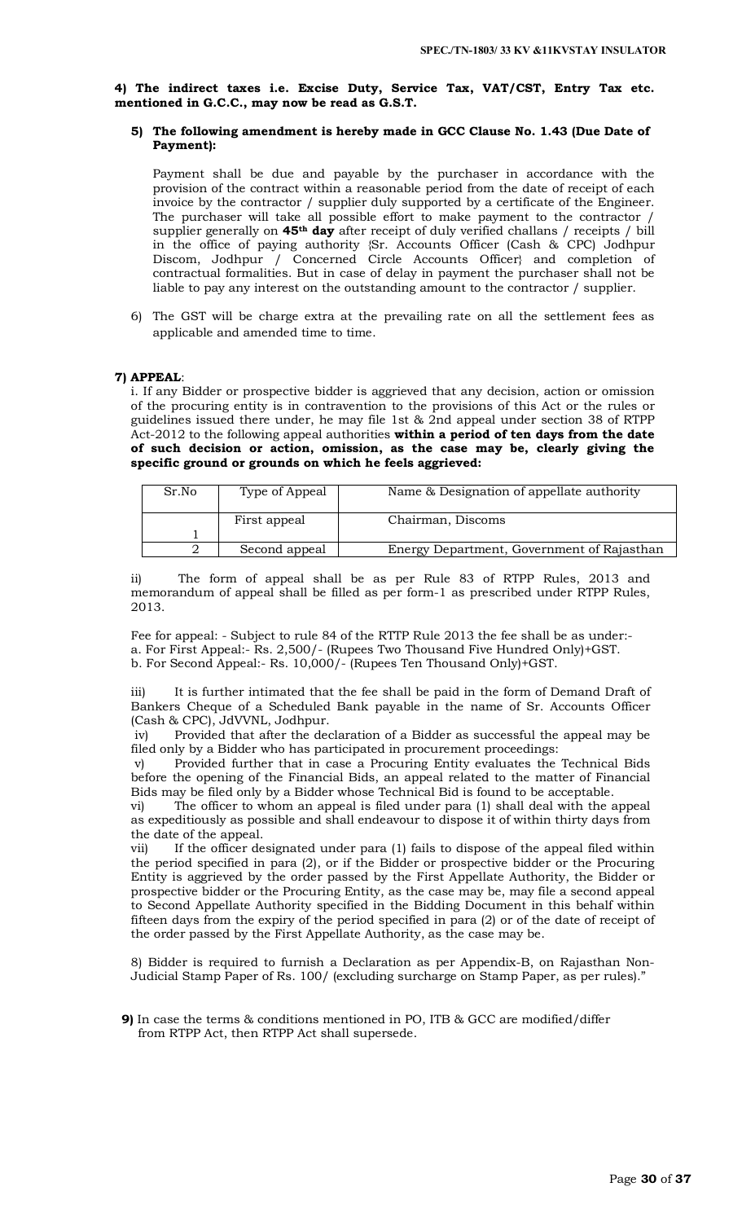**4) The indirect taxes i.e. Excise Duty, Service Tax, VAT/CST, Entry Tax etc. mentioned in G.C.C., may now be read as G.S.T.**

**5) The following amendment is hereby made in GCC Clause No. 1.43 (Due Date of Payment):**

Payment shall be due and payable by the purchaser in accordance with the provision of the contract within a reasonable period from the date of receipt of each invoice by the contractor / supplier duly supported by a certificate of the Engineer. The purchaser will take all possible effort to make payment to the contractor / supplier generally on **45th day** after receipt of duly verified challans / receipts / bill in the office of paying authority {Sr. Accounts Officer (Cash & CPC) Jodhpur Discom, Jodhpur / Concerned Circle Accounts Officer} and completion of contractual formalities. But in case of delay in payment the purchaser shall not be liable to pay any interest on the outstanding amount to the contractor / supplier.

6) The GST will be charge extra at the prevailing rate on all the settlement fees as applicable and amended time to time.

**7) APPEAL**:

i. If any Bidder or prospective bidder is aggrieved that any decision, action or omission of the procuring entity is in contravention to the provisions of this Act or the rules or guidelines issued there under, he may file 1st & 2nd appeal under section 38 of RTPP Act-2012 to the following appeal authorities **within a period of ten days from the date of such decision or action, omission, as the case may be, clearly giving the specific ground or grounds on which he feels aggrieved:**

| Sr.No | Type of Appeal | Name & Designation of appellate authority |
|---|---|---|
| 1 | First appeal | Chairman, Discoms |
| 2 | Second appeal | Energy Department, Government of Rajasthan |

ii) The form of appeal shall be as per Rule 83 of RTPP Rules, 2013 and memorandum of appeal shall be filled as per form-1 as prescribed under RTPP Rules, 2013.

Fee for appeal: - Subject to rule 84 of the RTTP Rule 2013 the fee shall be as under:-
a. For First Appeal:- Rs. 2,500/- (Rupees Two Thousand Five Hundred Only)+GST.
b. For Second Appeal:- Rs. 10,000/- (Rupees Ten Thousand Only)+GST.

iii) It is further intimated that the fee shall be paid in the form of Demand Draft of Bankers Cheque of a Scheduled Bank payable in the name of Sr. Accounts Officer (Cash & CPC), JdVVNL, Jodhpur.

iv) Provided that after the declaration of a Bidder as successful the appeal may be filed only by a Bidder who has participated in procurement proceedings:

v) Provided further that in case a Procuring Entity evaluates the Technical Bids before the opening of the Financial Bids, an appeal related to the matter of Financial Bids may be filed only by a Bidder whose Technical Bid is found to be acceptable.

vi) The officer to whom an appeal is filed under para (1) shall deal with the appeal as expeditiously as possible and shall endeavour to dispose it of within thirty days from the date of the appeal.

vii) If the officer designated under para (1) fails to dispose of the appeal filed within the period specified in para (2), or if the Bidder or prospective bidder or the Procuring Entity is aggrieved by the order passed by the First Appellate Authority, the Bidder or prospective bidder or the Procuring Entity, as the case may be, may file a second appeal to Second Appellate Authority specified in the Bidding Document in this behalf within fifteen days from the expiry of the period specified in para (2) or of the date of receipt of the order passed by the First Appellate Authority, as the case may be.

8) Bidder is required to furnish a Declaration as per Appendix-B, on Rajasthan Non-Judicial Stamp Paper of Rs. 100/ (excluding surcharge on Stamp Paper, as per rules)."

**9)** In case the terms & conditions mentioned in PO, ITB & GCC are modified/differ from RTPP Act, then RTPP Act shall supersede.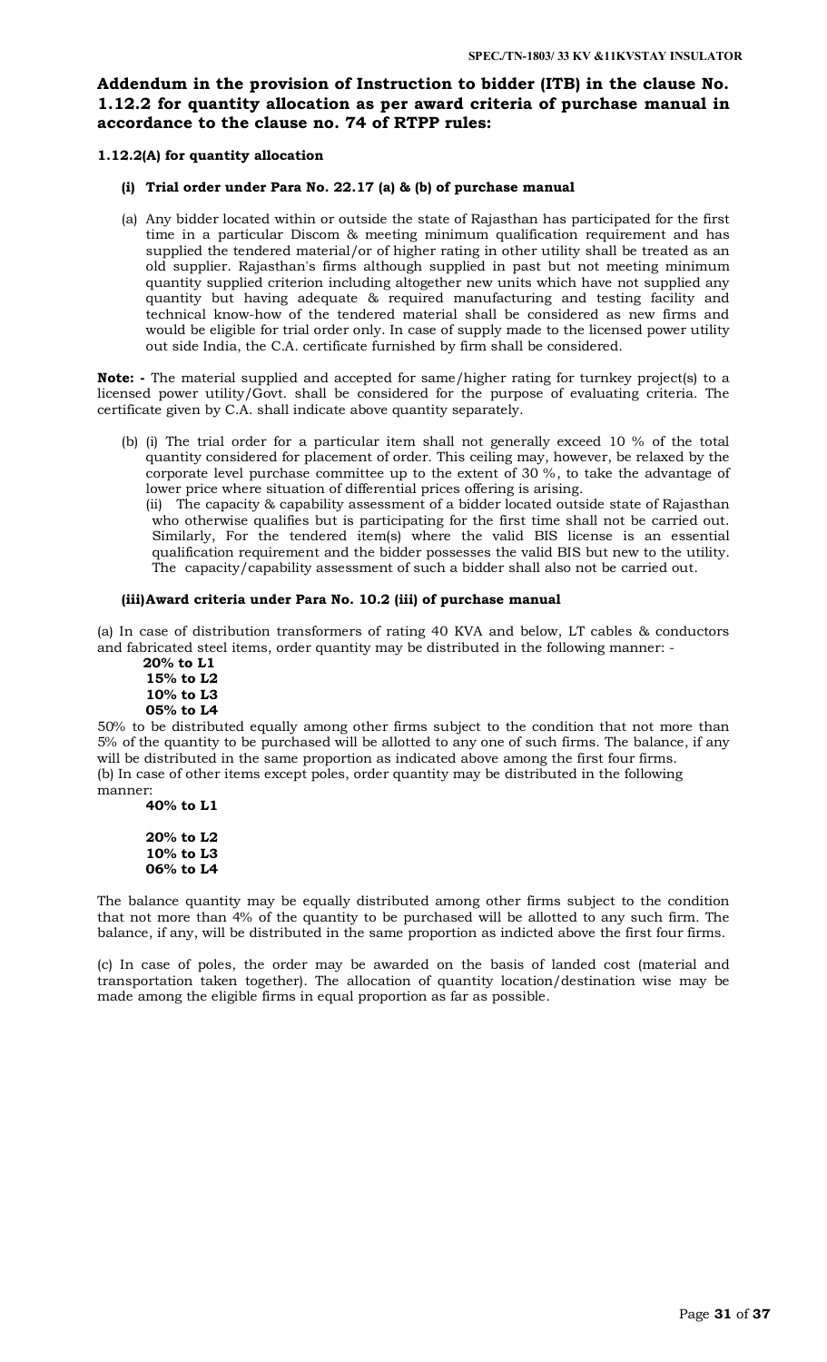## Addendum in the provision of Instruction to bidder (ITB) in the clause No. 1.12.2 for quantity allocation as per award criteria of purchase manual in accordance to the clause no. 74 of RTPP rules:

**1.12.2(A) for quantity allocation**

**(i) Trial order under Para No. 22.17 (a) & (b) of purchase manual**

(a) Any bidder located within or outside the state of Rajasthan has participated for the first time in a particular Discom & meeting minimum qualification requirement and has supplied the tendered material/or of higher rating in other utility shall be treated as an old supplier. Rajasthan's firms although supplied in past but not meeting minimum quantity supplied criterion including altogether new units which have not supplied any quantity but having adequate & required manufacturing and testing facility and technical know-how of the tendered material shall be considered as new firms and would be eligible for trial order only. In case of supply made to the licensed power utility out side India, the C.A. certificate furnished by firm shall be considered.

**Note: -** The material supplied and accepted for same/higher rating for turnkey project(s) to a licensed power utility/Govt. shall be considered for the purpose of evaluating criteria. The certificate given by C.A. shall indicate above quantity separately.

(b) (i) The trial order for a particular item shall not generally exceed 10 % of the total quantity considered for placement of order. This ceiling may, however, be relaxed by the corporate level purchase committee up to the extent of 30 %, to take the advantage of lower price where situation of differential prices offering is arising.

(ii) The capacity & capability assessment of a bidder located outside state of Rajasthan who otherwise qualifies but is participating for the first time shall not be carried out. Similarly, For the tendered item(s) where the valid BIS license is an essential qualification requirement and the bidder possesses the valid BIS but new to the utility. The capacity/capability assessment of such a bidder shall also not be carried out.

**(iii)Award criteria under Para No. 10.2 (iii) of purchase manual**

(a) In case of distribution transformers of rating 40 KVA and below, LT cables & conductors and fabricated steel items, order quantity may be distributed in the following manner: -

**20% to L1**
**15% to L2**
**10% to L3**
**05% to L4**

50% to be distributed equally among other firms subject to the condition that not more than 5% of the quantity to be purchased will be allotted to any one of such firms. The balance, if any will be distributed in the same proportion as indicated above among the first four firms.

(b) In case of other items except poles, order quantity may be distributed in the following manner:

**40% to L1**

**20% to L2**
**10% to L3**
**06% to L4**

The balance quantity may be equally distributed among other firms subject to the condition that not more than 4% of the quantity to be purchased will be allotted to any such firm. The balance, if any, will be distributed in the same proportion as indicted above the first four firms.

(c) In case of poles, the order may be awarded on the basis of landed cost (material and transportation taken together). The allocation of quantity location/destination wise may be made among the eligible firms in equal proportion as far as possible.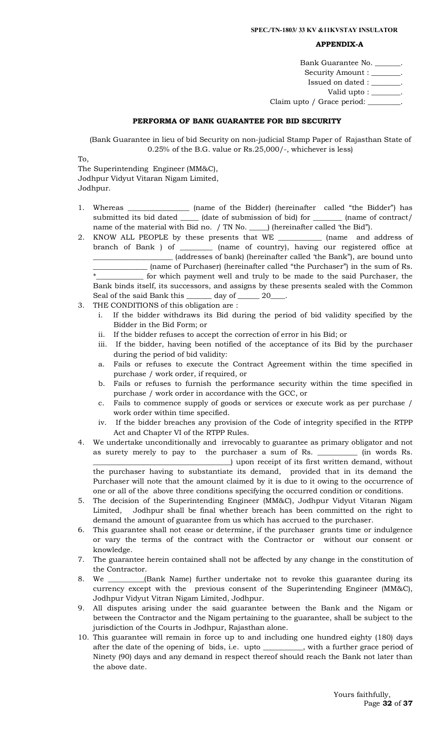**APPENDIX-A**

Bank Guarantee No. _______.
Security Amount : ________.
Issued on dated : ________.
Valid upto : ________.
Claim upto / Grace period: _________.

## PERFORMA OF BANK GUARANTEE FOR BID SECURITY

(Bank Guarantee in lieu of bid Security on non-judicial Stamp Paper of Rajasthan State of 0.25% of the B.G. value or Rs.25,000/-, whichever is less)

To,
The Superintending Engineer (MM&C),
Jodhpur Vidyut Vitaran Nigam Limited,
Jodhpur.

1. Whereas ________________ (name of the Bidder) (hereinafter called "the Bidder") has submitted its bid dated _____ (date of submission of bid) for ________ (name of contract/ name of the material with Bid no. / TN No. _____) (hereinafter called 'the Bid").
2. KNOW ALL PEOPLE by these presents that WE ____________ (name and address of branch of Bank ) of _________ (name of country), having our registered office at ______________________ (addresses of bank) (hereinafter called 'the Bank"), are bound unto ______________ (name of Purchaser) (hereinafter called "the Purchaser") in the sum of Rs. *____________ for which payment well and truly to be made to the said Purchaser, the Bank binds itself, its successors, and assigns by these presents sealed with the Common Seal of the said Bank this _______ day of ______ 20____.
3. THE CONDITIONS of this obligation are :
   i. If the bidder withdraws its Bid during the period of bid validity specified by the Bidder in the Bid Form; or
   ii. If the bidder refuses to accept the correction of error in his Bid; or
   iii. If the bidder, having been notified of the acceptance of its Bid by the purchaser during the period of bid validity:
   a. Fails or refuses to execute the Contract Agreement within the time specified in purchase / work order, if required, or
   b. Fails or refuses to furnish the performance security within the time specified in purchase / work order in accordance with the GCC, or
   c. Fails to commence supply of goods or services or execute work as per purchase / work order within time specified.
   iv. If the bidder breaches any provision of the Code of integrity specified in the RTPP Act and Chapter VI of the RTPP Rules.
4. We undertake unconditionally and irrevocably to guarantee as primary obligator and not as surety merely to pay to the purchaser a sum of Rs. ___________ (in words Rs. ____________________________________) upon receipt of its first written demand, without the purchaser having to substantiate its demand, provided that in its demand the Purchaser will note that the amount claimed by it is due to it owing to the occurrence of one or all of the above three conditions specifying the occurred condition or conditions.
5. The decision of the Superintending Engineer (MM&C), Jodhpur Vidyut Vitaran Nigam Limited, Jodhpur shall be final whether breach has been committed on the right to demand the amount of guarantee from us which has accrued to the purchaser.
6. This guarantee shall not cease or determine, if the purchaser grants time or indulgence or vary the terms of the contract with the Contractor or without our consent or knowledge.
7. The guarantee herein contained shall not be affected by any change in the constitution of the Contractor.
8. We __________(Bank Name) further undertake not to revoke this guarantee during its currency except with the previous consent of the Superintending Engineer (MM&C), Jodhpur Vidyut Vitran Nigam Limited, Jodhpur.
9. All disputes arising under the said guarantee between the Bank and the Nigam or between the Contractor and the Nigam pertaining to the guarantee, shall be subject to the jurisdiction of the Courts in Jodhpur, Rajasthan alone.
10. This guarantee will remain in force up to and including one hundred eighty (180) days after the date of the opening of bids, i.e. upto ___________, with a further grace period of Ninety (90) days and any demand in respect thereof should reach the Bank not later than the above date.

Yours faithfully,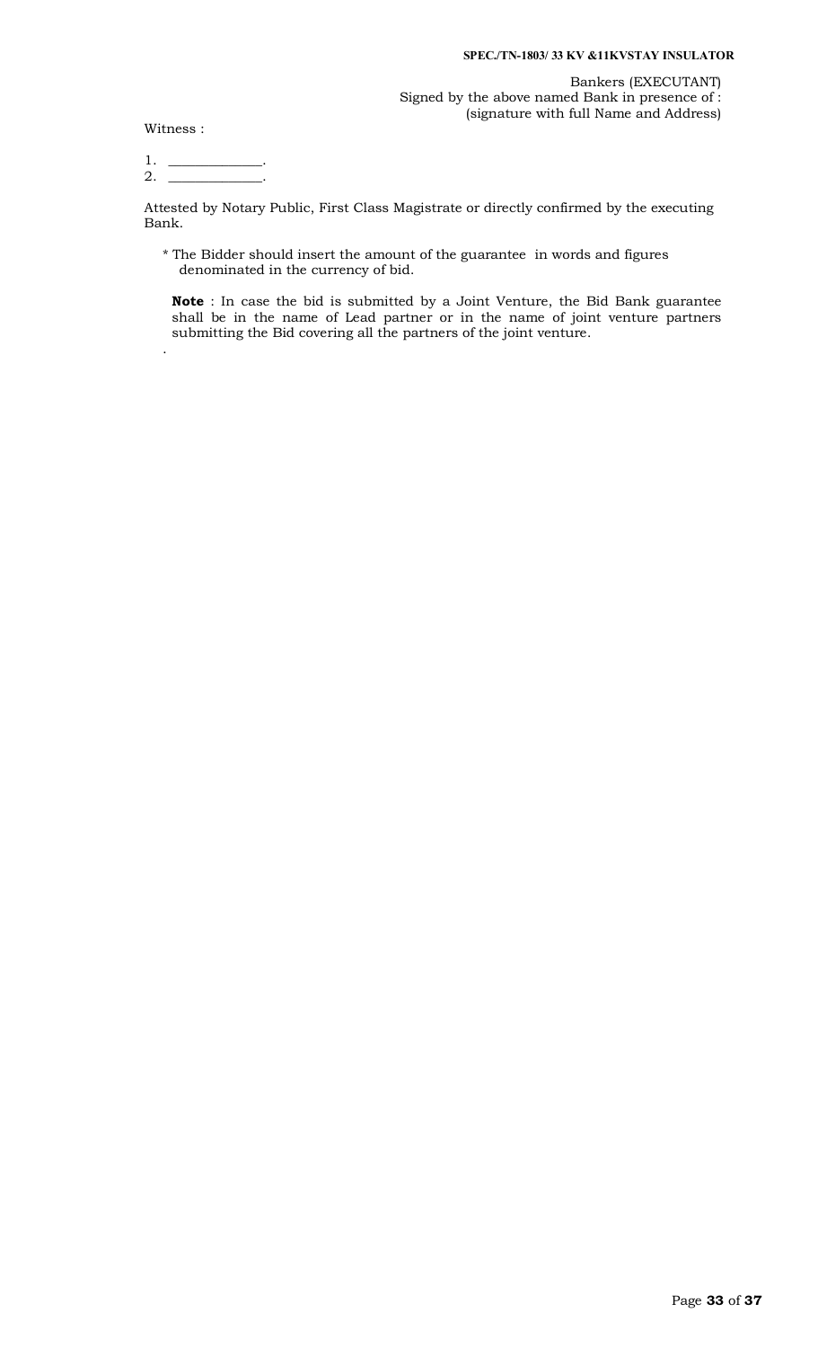Bankers (EXECUTANT)
Signed by the above named Bank in presence of :
(signature with full Name and Address)

Witness :

1. _____________.
2. _____________.

Attested by Notary Public, First Class Magistrate or directly confirmed by the executing Bank.

* The Bidder should insert the amount of the guarantee in words and figures denominated in the currency of bid.

**Note** : In case the bid is submitted by a Joint Venture, the Bid Bank guarantee shall be in the name of Lead partner or in the name of joint venture partners submitting the Bid covering all the partners of the joint venture.

.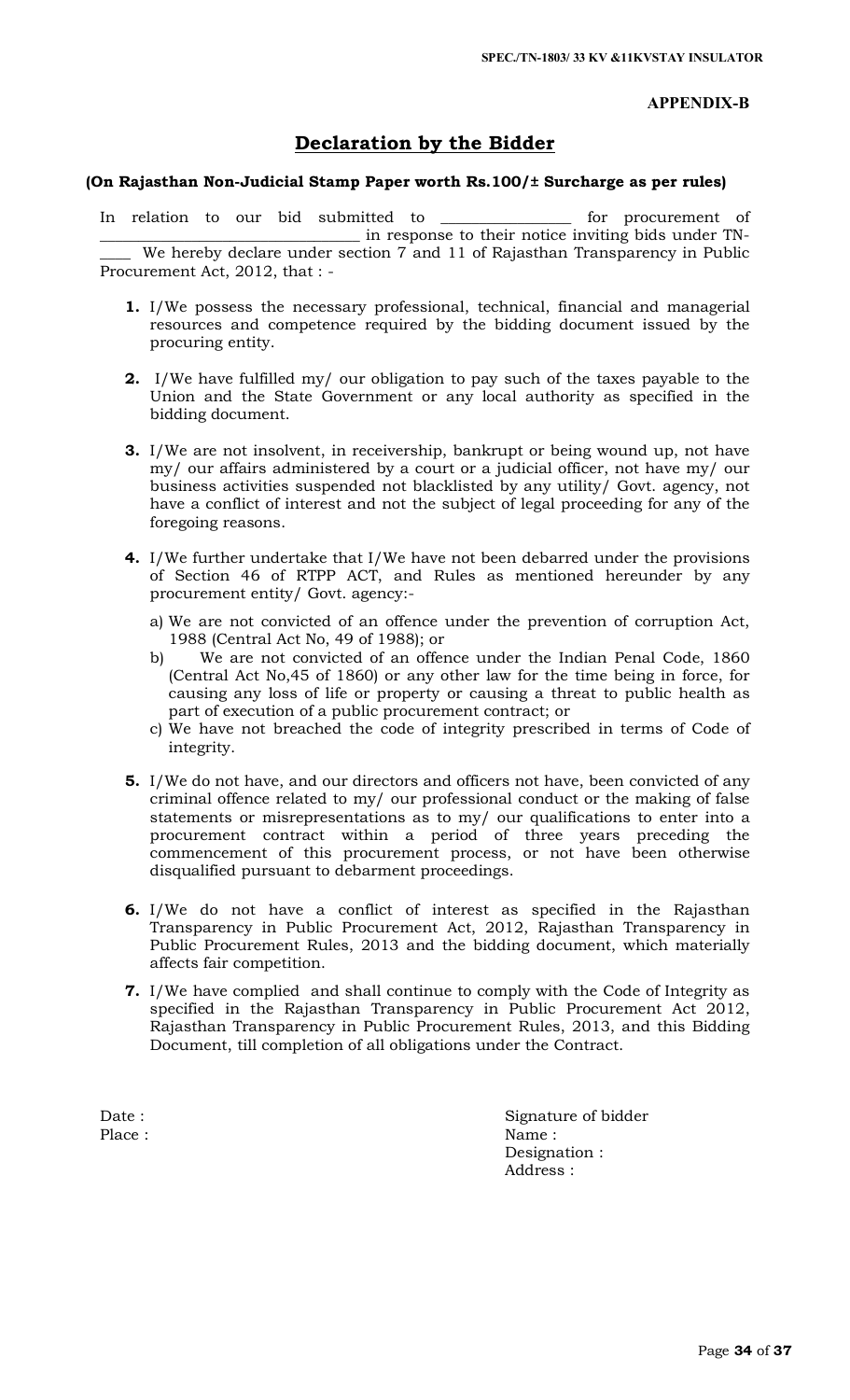**APPENDIX-B**

## Declaration by the Bidder

**(On Rajasthan Non-Judicial Stamp Paper worth Rs.100/± Surcharge as per rules)**

In relation to our bid submitted to ________________ for procurement of ______________________________ in response to their notice inviting bids under TN-____ We hereby declare under section 7 and 11 of Rajasthan Transparency in Public Procurement Act, 2012, that : -

1. I/We possess the necessary professional, technical, financial and managerial resources and competence required by the bidding document issued by the procuring entity.

2. I/We have fulfilled my/ our obligation to pay such of the taxes payable to the Union and the State Government or any local authority as specified in the bidding document.

3. I/We are not insolvent, in receivership, bankrupt or being wound up, not have my/ our affairs administered by a court or a judicial officer, not have my/ our business activities suspended not blacklisted by any utility/ Govt. agency, not have a conflict of interest and not the subject of legal proceeding for any of the foregoing reasons.

4. I/We further undertake that I/We have not been debarred under the provisions of Section 46 of RTPP ACT, and Rules as mentioned hereunder by any procurement entity/ Govt. agency:-
   a) We are not convicted of an offence under the prevention of corruption Act, 1988 (Central Act No, 49 of 1988); or
   b) We are not convicted of an offence under the Indian Penal Code, 1860 (Central Act No,45 of 1860) or any other law for the time being in force, for causing any loss of life or property or causing a threat to public health as part of execution of a public procurement contract; or
   c) We have not breached the code of integrity prescribed in terms of Code of integrity.

5. I/We do not have, and our directors and officers not have, been convicted of any criminal offence related to my/ our professional conduct or the making of false statements or misrepresentations as to my/ our qualifications to enter into a procurement contract within a period of three years preceding the commencement of this procurement process, or not have been otherwise disqualified pursuant to debarment proceedings.

6. I/We do not have a conflict of interest as specified in the Rajasthan Transparency in Public Procurement Act, 2012, Rajasthan Transparency in Public Procurement Rules, 2013 and the bidding document, which materially affects fair competition.

7. I/We have complied and shall continue to comply with the Code of Integrity as specified in the Rajasthan Transparency in Public Procurement Act 2012, Rajasthan Transparency in Public Procurement Rules, 2013, and this Bidding Document, till completion of all obligations under the Contract.

Date :

Place :

Signature of bidder

Name :

Designation :

Address :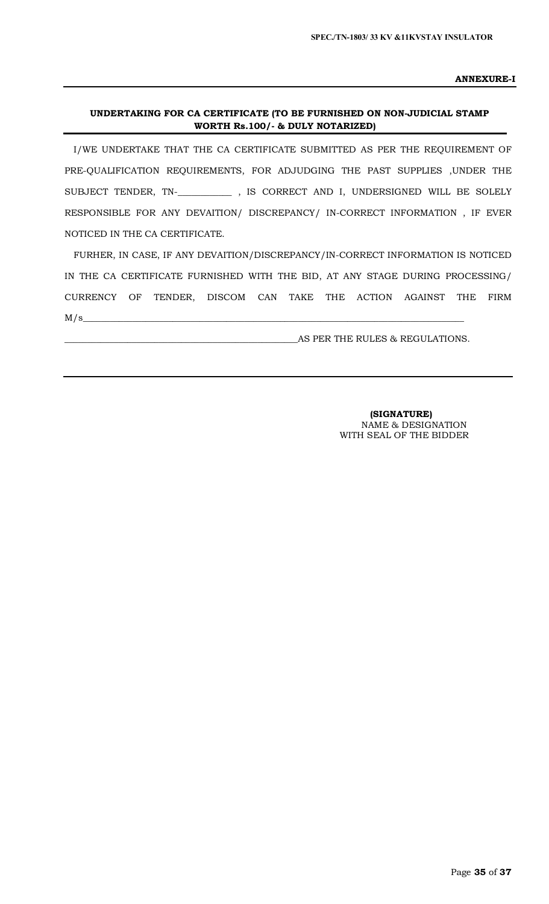**ANNEXURE-I**

**UNDERTAKING FOR CA CERTIFICATE (TO BE FURNISHED ON NON-JUDICIAL STAMP WORTH Rs.100/- & DULY NOTARIZED)**

I/WE UNDERTAKE THAT THE CA CERTIFICATE SUBMITTED AS PER THE REQUIREMENT OF PRE-QUALIFICATION REQUIREMENTS, FOR ADJUDGING THE PAST SUPPLIES ,UNDER THE SUBJECT TENDER, TN-___________ , IS CORRECT AND I, UNDERSIGNED WILL BE SOLELY RESPONSIBLE FOR ANY DEVAITION/ DISCREPANCY/ IN-CORRECT INFORMATION , IF EVER NOTICED IN THE CA CERTIFICATE.

FURHER, IN CASE, IF ANY DEVAITION/DISCREPANCY/IN-CORRECT INFORMATION IS NOTICED IN THE CA CERTIFICATE FURNISHED WITH THE BID, AT ANY STAGE DURING PROCESSING/ CURRENCY OF TENDER, DISCOM CAN TAKE THE ACTION AGAINST THE FIRM M/s______________________________________________________________________________

__________________________________________________AS PER THE RULES & REGULATIONS.

**(SIGNATURE)**
NAME & DESIGNATION
WITH SEAL OF THE BIDDER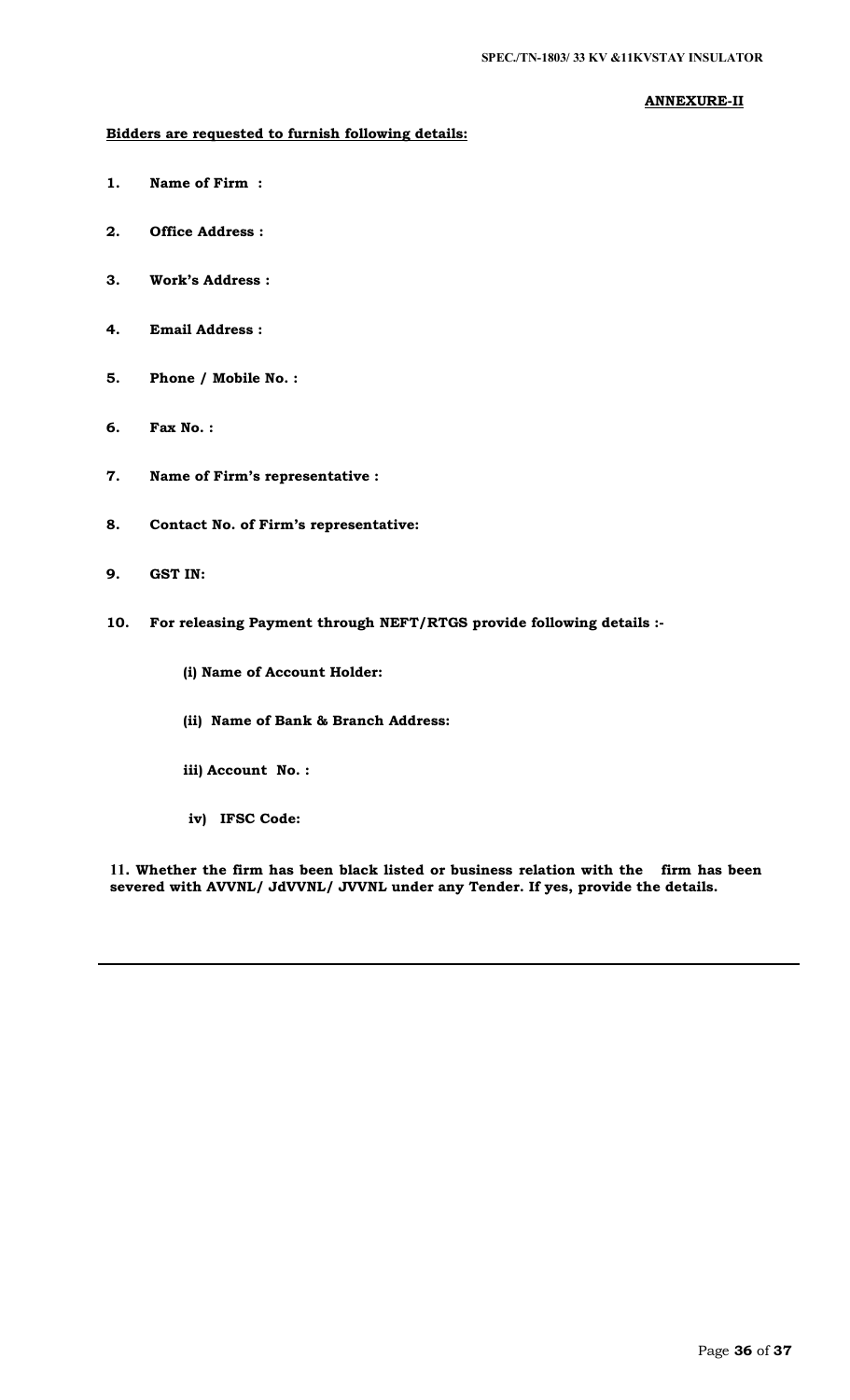**ANNEXURE-II**

**Bidders are requested to furnish following details:**

1. **Name of Firm :**

2. **Office Address :**

3. **Work's Address :**

4. **Email Address :**

5. **Phone / Mobile No. :**

6. **Fax No. :**

7. **Name of Firm's representative :**

8. **Contact No. of Firm's representative:**

9. **GST IN:**

10. **For releasing Payment through NEFT/RTGS provide following details :-**

    **(i) Name of Account Holder:**

    **(ii) Name of Bank & Branch Address:**

    **iii) Account No. :**

    **iv) IFSC Code:**

**11. Whether the firm has been black listed or business relation with the firm has been severed with AVVNL/ JdVVNL/ JVVNL under any Tender. If yes, provide the details.**

---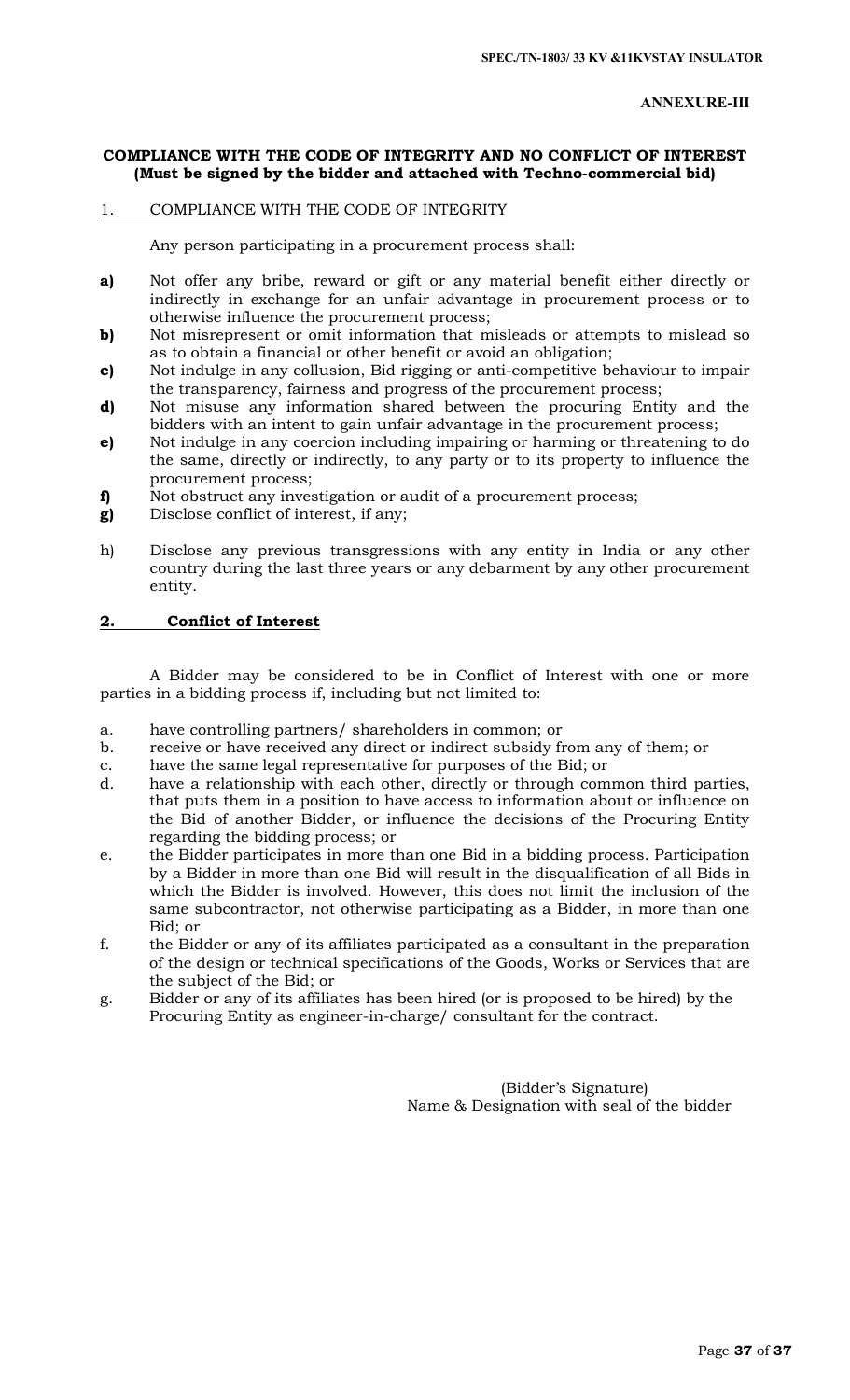**ANNEXURE-III**

## COMPLIANCE WITH THE CODE OF INTEGRITY AND NO CONFLICT OF INTEREST

**(Must be signed by the bidder and attached with Techno-commercial bid)**

### 1. COMPLIANCE WITH THE CODE OF INTEGRITY

Any person participating in a procurement process shall:

- **a)** Not offer any bribe, reward or gift or any material benefit either directly or indirectly in exchange for an unfair advantage in procurement process or to otherwise influence the procurement process;
- **b)** Not misrepresent or omit information that misleads or attempts to mislead so as to obtain a financial or other benefit or avoid an obligation;
- **c)** Not indulge in any collusion, Bid rigging or anti-competitive behaviour to impair the transparency, fairness and progress of the procurement process;
- **d)** Not misuse any information shared between the procuring Entity and the bidders with an intent to gain unfair advantage in the procurement process;
- **e)** Not indulge in any coercion including impairing or harming or threatening to do the same, directly or indirectly, to any party or to its property to influence the procurement process;
- **f)** Not obstruct any investigation or audit of a procurement process;
- **g)** Disclose conflict of interest, if any;
- h) Disclose any previous transgressions with any entity in India or any other country during the last three years or any debarment by any other procurement entity.

### 2. Conflict of Interest

A Bidder may be considered to be in Conflict of Interest with one or more parties in a bidding process if, including but not limited to:

- a. have controlling partners/ shareholders in common; or
- b. receive or have received any direct or indirect subsidy from any of them; or
- c. have the same legal representative for purposes of the Bid; or
- d. have a relationship with each other, directly or through common third parties, that puts them in a position to have access to information about or influence on the Bid of another Bidder, or influence the decisions of the Procuring Entity regarding the bidding process; or
- e. the Bidder participates in more than one Bid in a bidding process. Participation by a Bidder in more than one Bid will result in the disqualification of all Bids in which the Bidder is involved. However, this does not limit the inclusion of the same subcontractor, not otherwise participating as a Bidder, in more than one Bid; or
- f. the Bidder or any of its affiliates participated as a consultant in the preparation of the design or technical specifications of the Goods, Works or Services that are the subject of the Bid; or
- g. Bidder or any of its affiliates has been hired (or is proposed to be hired) by the Procuring Entity as engineer-in-charge/ consultant for the contract.

(Bidder's Signature)

Name & Designation with seal of the bidder